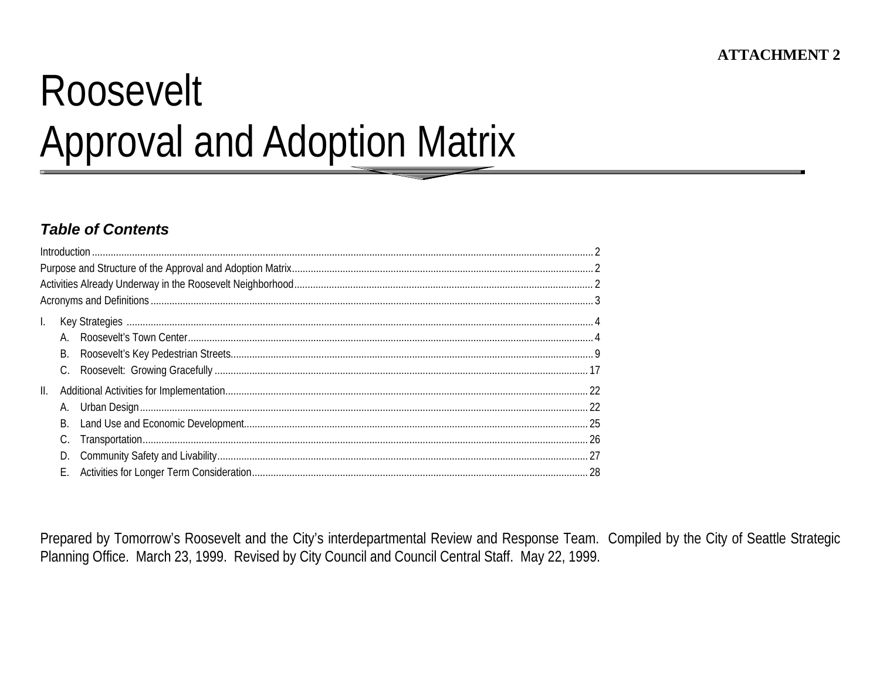**ATTACHMENT 2**

# Roosevelt
# Approval and Adoption Matrix

### *Table of Contents*

Introduction ..... 2
Purpose and Structure of the Approval and Adoption Matrix ..... 2
Activities Already Underway in the Roosevelt Neighborhood ..... 2
Acronyms and Definitions ..... 3

I. Key Strategies ..... 4
  A. Roosevelt's Town Center ..... 4
  B. Roosevelt's Key Pedestrian Streets ..... 9
  C. Roosevelt: Growing Gracefully ..... 17

II. Additional Activities for Implementation ..... 22
  A. Urban Design ..... 22
  B. Land Use and Economic Development ..... 25
  C. Transportation ..... 26
  D. Community Safety and Livability ..... 27
  E. Activities for Longer Term Consideration ..... 28

Prepared by Tomorrow's Roosevelt and the City's interdepartmental Review and Response Team. Compiled by the City of Seattle Strategic Planning Office. March 23, 1999. Revised by City Council and Council Central Staff. May 22, 1999.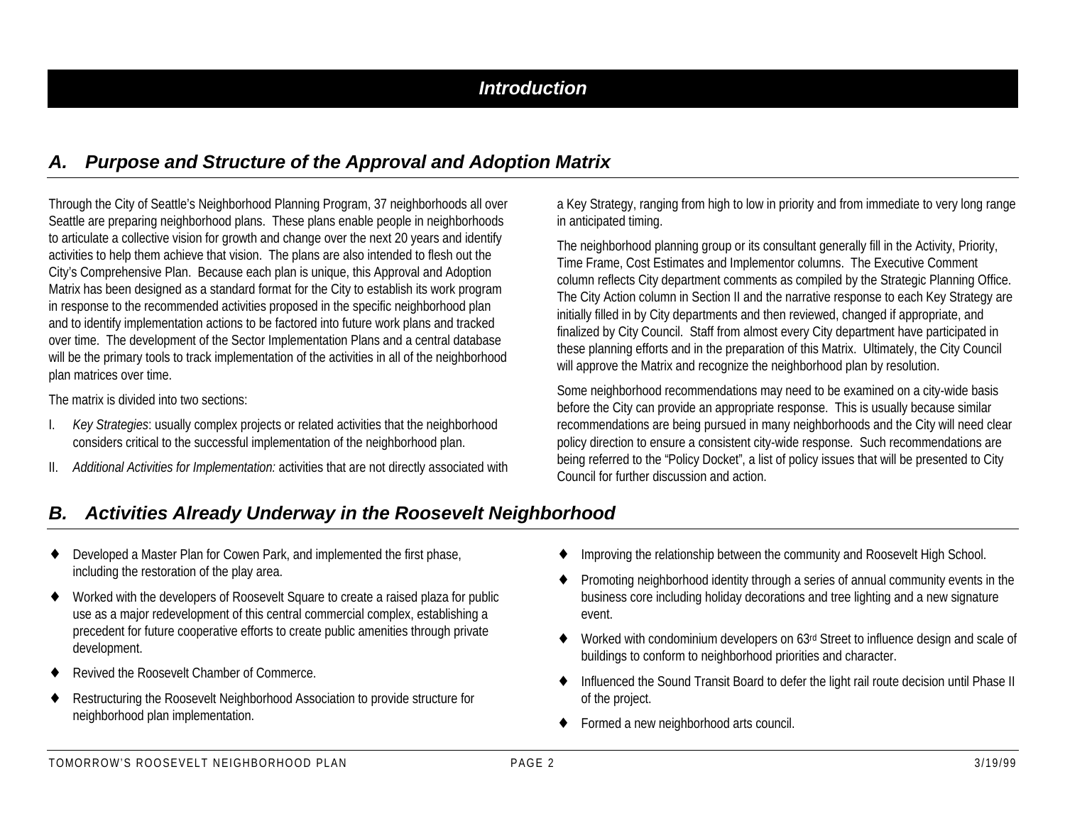# *Introduction*

## *A. Purpose and Structure of the Approval and Adoption Matrix*

Through the City of Seattle's Neighborhood Planning Program, 37 neighborhoods all over Seattle are preparing neighborhood plans. These plans enable people in neighborhoods to articulate a collective vision for growth and change over the next 20 years and identify activities to help them achieve that vision. The plans are also intended to flesh out the City's Comprehensive Plan. Because each plan is unique, this Approval and Adoption Matrix has been designed as a standard format for the City to establish its work program in response to the recommended activities proposed in the specific neighborhood plan and to identify implementation actions to be factored into future work plans and tracked over time. The development of the Sector Implementation Plans and a central database will be the primary tools to track implementation of the activities in all of the neighborhood plan matrices over time.

The matrix is divided into two sections:

I. *Key Strategies*: usually complex projects or related activities that the neighborhood considers critical to the successful implementation of the neighborhood plan.

II. *Additional Activities for Implementation:* activities that are not directly associated with a Key Strategy, ranging from high to low in priority and from immediate to very long range in anticipated timing.

The neighborhood planning group or its consultant generally fill in the Activity, Priority, Time Frame, Cost Estimates and Implementor columns. The Executive Comment column reflects City department comments as compiled by the Strategic Planning Office. The City Action column in Section II and the narrative response to each Key Strategy are initially filled in by City departments and then reviewed, changed if appropriate, and finalized by City Council. Staff from almost every City department have participated in these planning efforts and in the preparation of this Matrix. Ultimately, the City Council will approve the Matrix and recognize the neighborhood plan by resolution.

Some neighborhood recommendations may need to be examined on a city-wide basis before the City can provide an appropriate response. This is usually because similar recommendations are being pursued in many neighborhoods and the City will need clear policy direction to ensure a consistent city-wide response. Such recommendations are being referred to the "Policy Docket", a list of policy issues that will be presented to City Council for further discussion and action.

## *B. Activities Already Underway in the Roosevelt Neighborhood*

- Developed a Master Plan for Cowen Park, and implemented the first phase, including the restoration of the play area.
- Worked with the developers of Roosevelt Square to create a raised plaza for public use as a major redevelopment of this central commercial complex, establishing a precedent for future cooperative efforts to create public amenities through private development.
- Revived the Roosevelt Chamber of Commerce.
- Restructuring the Roosevelt Neighborhood Association to provide structure for neighborhood plan implementation.
- Improving the relationship between the community and Roosevelt High School.
- Promoting neighborhood identity through a series of annual community events in the business core including holiday decorations and tree lighting and a new signature event.
- Worked with condominium developers on 63rd Street to influence design and scale of buildings to conform to neighborhood priorities and character.
- Influenced the Sound Transit Board to defer the light rail route decision until Phase II of the project.
- Formed a new neighborhood arts council.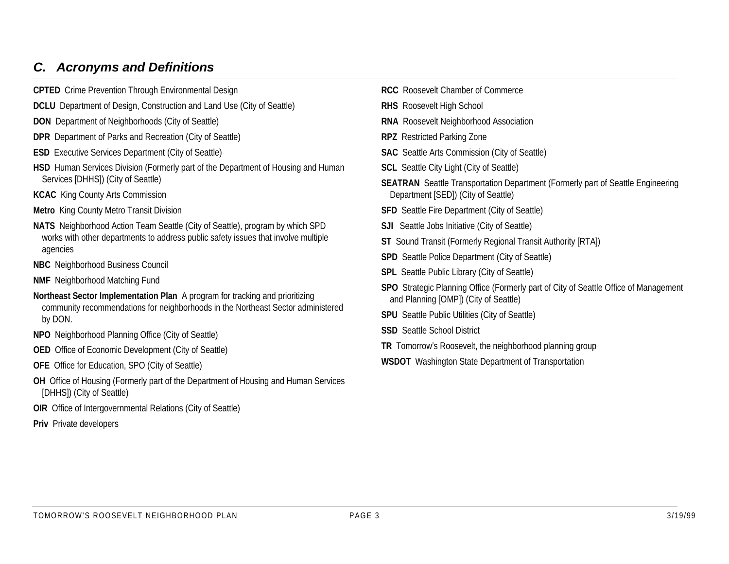## *C. Acronyms and Definitions*

**CPTED** Crime Prevention Through Environmental Design

**DCLU** Department of Design, Construction and Land Use (City of Seattle)

**DON** Department of Neighborhoods (City of Seattle)

**DPR** Department of Parks and Recreation (City of Seattle)

**ESD** Executive Services Department (City of Seattle)

**HSD** Human Services Division (Formerly part of the Department of Housing and Human Services [DHHS]) (City of Seattle)

**KCAC** King County Arts Commission

**Metro** King County Metro Transit Division

**NATS** Neighborhood Action Team Seattle (City of Seattle), program by which SPD works with other departments to address public safety issues that involve multiple agencies

**NBC** Neighborhood Business Council

**NMF** Neighborhood Matching Fund

**Northeast Sector Implementation Plan** A program for tracking and prioritizing community recommendations for neighborhoods in the Northeast Sector administered by DON.

**NPO** Neighborhood Planning Office (City of Seattle)

**OED** Office of Economic Development (City of Seattle)

**OFE** Office for Education, SPO (City of Seattle)

**OH** Office of Housing (Formerly part of the Department of Housing and Human Services [DHHS]) (City of Seattle)

**OIR** Office of Intergovernmental Relations (City of Seattle)

**Priv** Private developers

**RCC** Roosevelt Chamber of Commerce

**RHS** Roosevelt High School

**RNA** Roosevelt Neighborhood Association

**RPZ** Restricted Parking Zone

**SAC** Seattle Arts Commission (City of Seattle)

**SCL** Seattle City Light (City of Seattle)

**SEATRAN** Seattle Transportation Department (Formerly part of Seattle Engineering Department [SED]) (City of Seattle)

**SFD** Seattle Fire Department (City of Seattle)

**SJI** Seattle Jobs Initiative (City of Seattle)

**ST** Sound Transit (Formerly Regional Transit Authority [RTA])

**SPD** Seattle Police Department (City of Seattle)

**SPL** Seattle Public Library (City of Seattle)

**SPO** Strategic Planning Office (Formerly part of City of Seattle Office of Management and Planning [OMP]) (City of Seattle)

**SPU** Seattle Public Utilities (City of Seattle)

**SSD** Seattle School District

**TR** Tomorrow's Roosevelt, the neighborhood planning group

**WSDOT** Washington State Department of Transportation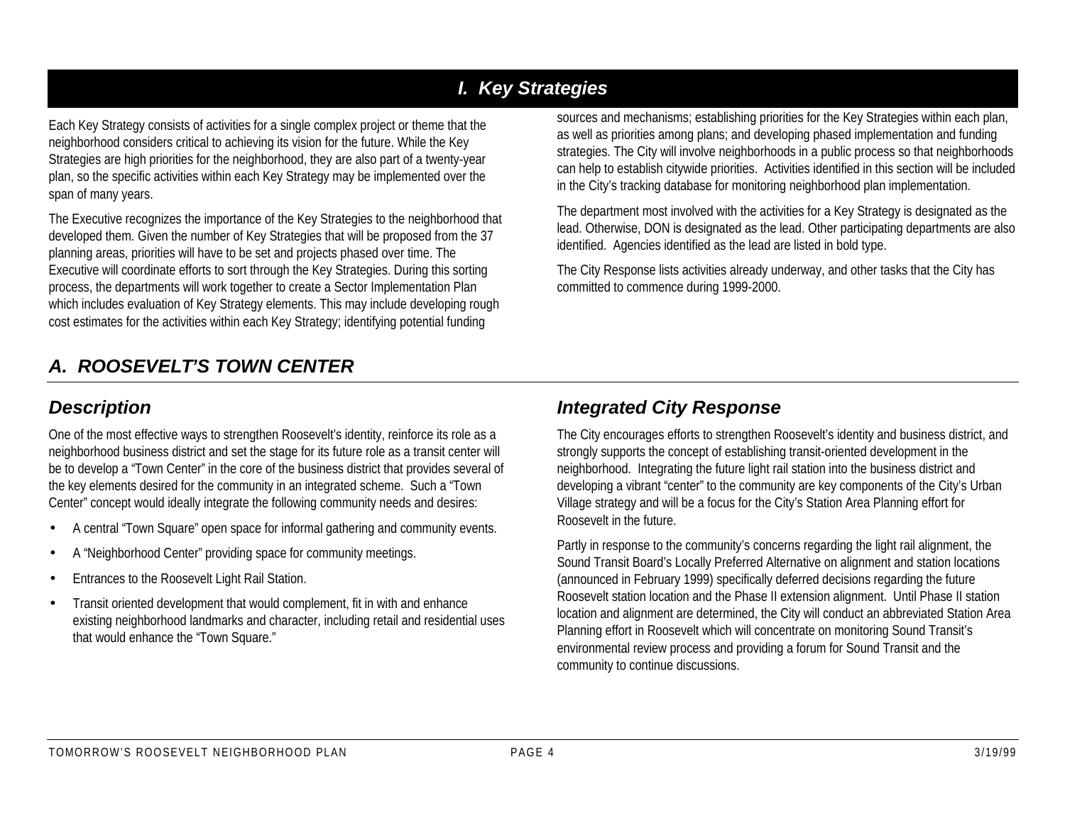# I. Key Strategies

Each Key Strategy consists of activities for a single complex project or theme that the neighborhood considers critical to achieving its vision for the future. While the Key Strategies are high priorities for the neighborhood, they are also part of a twenty-year plan, so the specific activities within each Key Strategy may be implemented over the span of many years.

The Executive recognizes the importance of the Key Strategies to the neighborhood that developed them. Given the number of Key Strategies that will be proposed from the 37 planning areas, priorities will have to be set and projects phased over time. The Executive will coordinate efforts to sort through the Key Strategies. During this sorting process, the departments will work together to create a Sector Implementation Plan which includes evaluation of Key Strategy elements. This may include developing rough cost estimates for the activities within each Key Strategy; identifying potential funding sources and mechanisms; establishing priorities for the Key Strategies within each plan, as well as priorities among plans; and developing phased implementation and funding strategies. The City will involve neighborhoods in a public process so that neighborhoods can help to establish citywide priorities. Activities identified in this section will be included in the City's tracking database for monitoring neighborhood plan implementation.

The department most involved with the activities for a Key Strategy is designated as the lead. Otherwise, DON is designated as the lead. Other participating departments are also identified. Agencies identified as the lead are listed in bold type.

The City Response lists activities already underway, and other tasks that the City has committed to commence during 1999-2000.

## A. ROOSEVELT'S TOWN CENTER

### Description

One of the most effective ways to strengthen Roosevelt's identity, reinforce its role as a neighborhood business district and set the stage for its future role as a transit center will be to develop a "Town Center" in the core of the business district that provides several of the key elements desired for the community in an integrated scheme. Such a "Town Center" concept would ideally integrate the following community needs and desires:

- A central "Town Square" open space for informal gathering and community events.
- A "Neighborhood Center" providing space for community meetings.
- Entrances to the Roosevelt Light Rail Station.
- Transit oriented development that would complement, fit in with and enhance existing neighborhood landmarks and character, including retail and residential uses that would enhance the "Town Square."

### Integrated City Response

The City encourages efforts to strengthen Roosevelt's identity and business district, and strongly supports the concept of establishing transit-oriented development in the neighborhood. Integrating the future light rail station into the business district and developing a vibrant "center" to the community are key components of the City's Urban Village strategy and will be a focus for the City's Station Area Planning effort for Roosevelt in the future.

Partly in response to the community's concerns regarding the light rail alignment, the Sound Transit Board's Locally Preferred Alternative on alignment and station locations (announced in February 1999) specifically deferred decisions regarding the future Roosevelt station location and the Phase II extension alignment. Until Phase II station location and alignment are determined, the City will conduct an abbreviated Station Area Planning effort in Roosevelt which will concentrate on monitoring Sound Transit's environmental review process and providing a forum for Sound Transit and the community to continue discussions.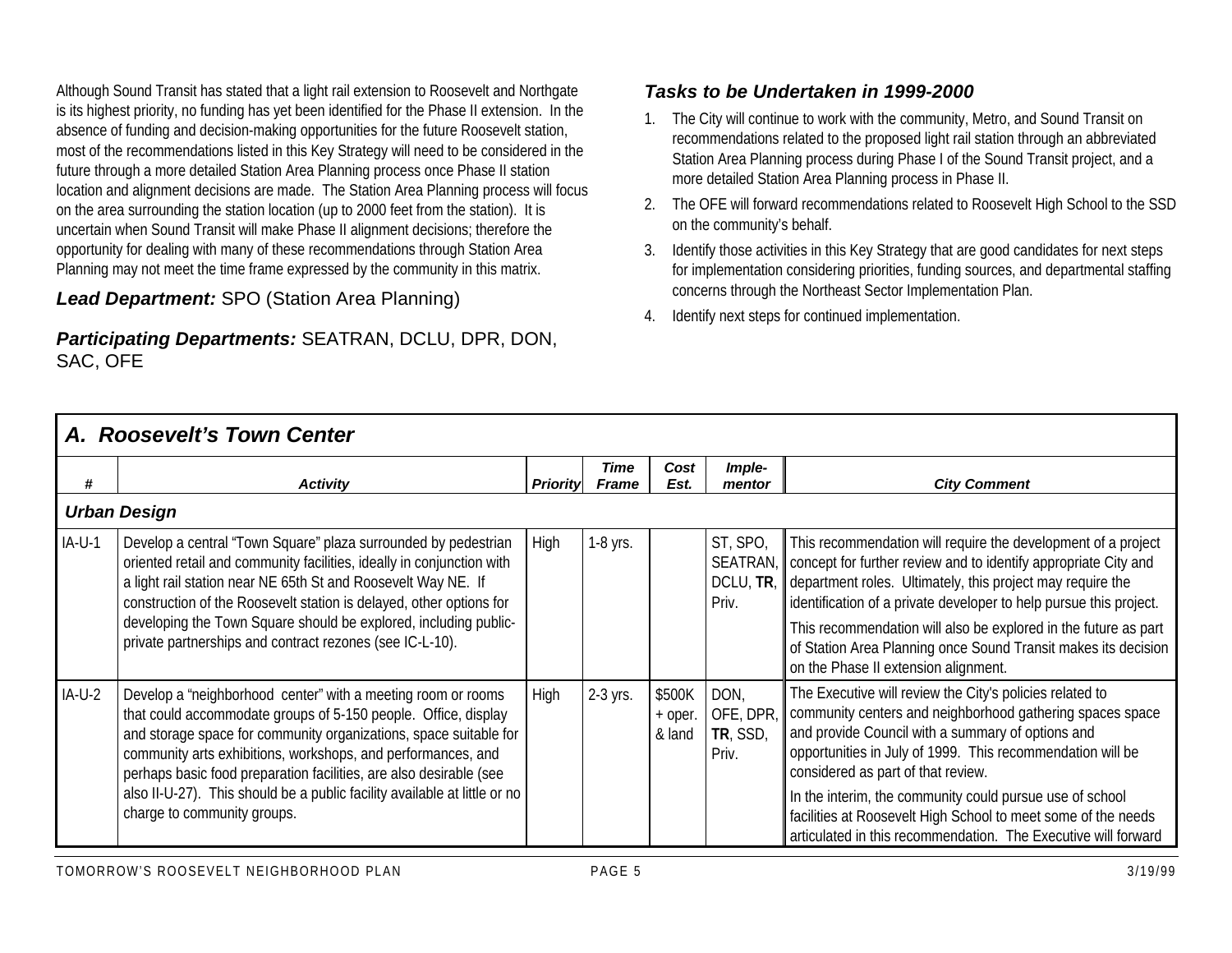Although Sound Transit has stated that a light rail extension to Roosevelt and Northgate is its highest priority, no funding has yet been identified for the Phase II extension. In the absence of funding and decision-making opportunities for the future Roosevelt station, most of the recommendations listed in this Key Strategy will need to be considered in the future through a more detailed Station Area Planning process once Phase II station location and alignment decisions are made. The Station Area Planning process will focus on the area surrounding the station location (up to 2000 feet from the station). It is uncertain when Sound Transit will make Phase II alignment decisions; therefore the opportunity for dealing with many of these recommendations through Station Area Planning may not meet the time frame expressed by the community in this matrix.

***Lead Department:*** SPO (Station Area Planning)

***Participating Departments:*** SEATRAN, DCLU, DPR, DON, SAC, OFE

### *Tasks to be Undertaken in 1999-2000*

1. The City will continue to work with the community, Metro, and Sound Transit on recommendations related to the proposed light rail station through an abbreviated Station Area Planning process during Phase I of the Sound Transit project, and a more detailed Station Area Planning process in Phase II.
2. The OFE will forward recommendations related to Roosevelt High School to the SSD on the community's behalf.
3. Identify those activities in this Key Strategy that are good candidates for next steps for implementation considering priorities, funding sources, and departmental staffing concerns through the Northeast Sector Implementation Plan.
4. Identify next steps for continued implementation.

## *A. Roosevelt's Town Center*

| # | Activity | Priority | Time Frame | Cost Est. | Imple-mentor | City Comment |
|---|---|---|---|---|---|---|
| ***Urban Design*** | | | | | | |
| IA-U-1 | Develop a central "Town Square" plaza surrounded by pedestrian oriented retail and community facilities, ideally in conjunction with a light rail station near NE 65th St and Roosevelt Way NE. If construction of the Roosevelt station is delayed, other options for developing the Town Square should be explored, including public-private partnerships and contract rezones (see IC-L-10). | High | 1-8 yrs. | | ST, SPO, SEATRAN, DCLU, **TR**, Priv. | This recommendation will require the development of a project concept for further review and to identify appropriate City and department roles. Ultimately, this project may require the identification of a private developer to help pursue this project. This recommendation will also be explored in the future as part of Station Area Planning once Sound Transit makes its decision on the Phase II extension alignment. |
| IA-U-2 | Develop a "neighborhood center" with a meeting room or rooms that could accommodate groups of 5-150 people. Office, display and storage space for community organizations, space suitable for community arts exhibitions, workshops, and performances, and perhaps basic food preparation facilities, are also desirable (see also II-U-27). This should be a public facility available at little or no charge to community groups. | High | 2-3 yrs. | $500K + oper. & land | DON, OFE, DPR, **TR**, SSD, Priv. | The Executive will review the City's policies related to community centers and neighborhood gathering spaces space and provide Council with a summary of options and opportunities in July of 1999. This recommendation will be considered as part of that review. In the interim, the community could pursue use of school facilities at Roosevelt High School to meet some of the needs articulated in this recommendation. The Executive will forward |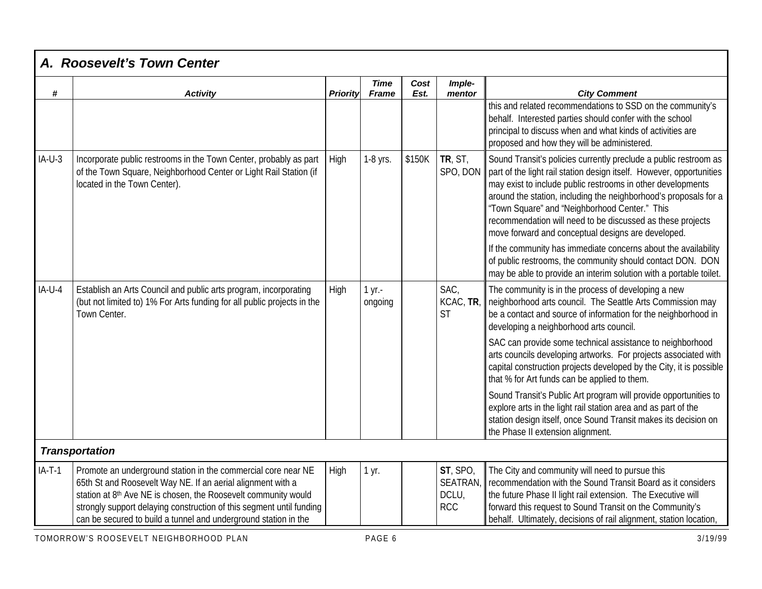## A. Roosevelt's Town Center

| # | Activity | Priority | Time Frame | Cost Est. | Imple-mentor | City Comment |
|---|---|---|---|---|---|---|
| | | | | | | this and related recommendations to SSD on the community's behalf. Interested parties should confer with the school principal to discuss when and what kinds of activities are proposed and how they will be administered. |
| IA-U-3 | Incorporate public restrooms in the Town Center, probably as part of the Town Square, Neighborhood Center or Light Rail Station (if located in the Town Center). | High | 1-8 yrs. | $150K | **TR**, ST, SPO, DON | Sound Transit's policies currently preclude a public restroom as part of the light rail station design itself. However, opportunities may exist to include public restrooms in other developments around the station, including the neighborhood's proposals for a "Town Square" and "Neighborhood Center." This recommendation will need to be discussed as these projects move forward and conceptual designs are developed.<br><br>If the community has immediate concerns about the availability of public restrooms, the community should contact DON. DON may be able to provide an interim solution with a portable toilet. |
| IA-U-4 | Establish an Arts Council and public arts program, incorporating (but not limited to) 1% For Arts funding for all public projects in the Town Center. | High | 1 yr.-ongoing | | SAC, KCAC, **TR**, ST | The community is in the process of developing a new neighborhood arts council. The Seattle Arts Commission may be a contact and source of information for the neighborhood in developing a neighborhood arts council.<br><br>SAC can provide some technical assistance to neighborhood arts councils developing artworks. For projects associated with capital construction projects developed by the City, it is possible that % for Art funds can be applied to them.<br><br>Sound Transit's Public Art program will provide opportunities to explore arts in the light rail station area and as part of the station design itself, once Sound Transit makes its decision on the Phase II extension alignment. |
| ***Transportation*** | | | | | | |
| IA-T-1 | Promote an underground station in the commercial core near NE 65th St and Roosevelt Way NE. If an aerial alignment with a station at 8th Ave NE is chosen, the Roosevelt community would strongly support delaying construction of this segment until funding can be secured to build a tunnel and underground station in the | High | 1 yr. | | **ST**, SPO, SEATRAN, DCLU, RCC | The City and community will need to pursue this recommendation with the Sound Transit Board as it considers the future Phase II light rail extension. The Executive will forward this request to Sound Transit on the Community's behalf. Ultimately, decisions of rail alignment, station location, |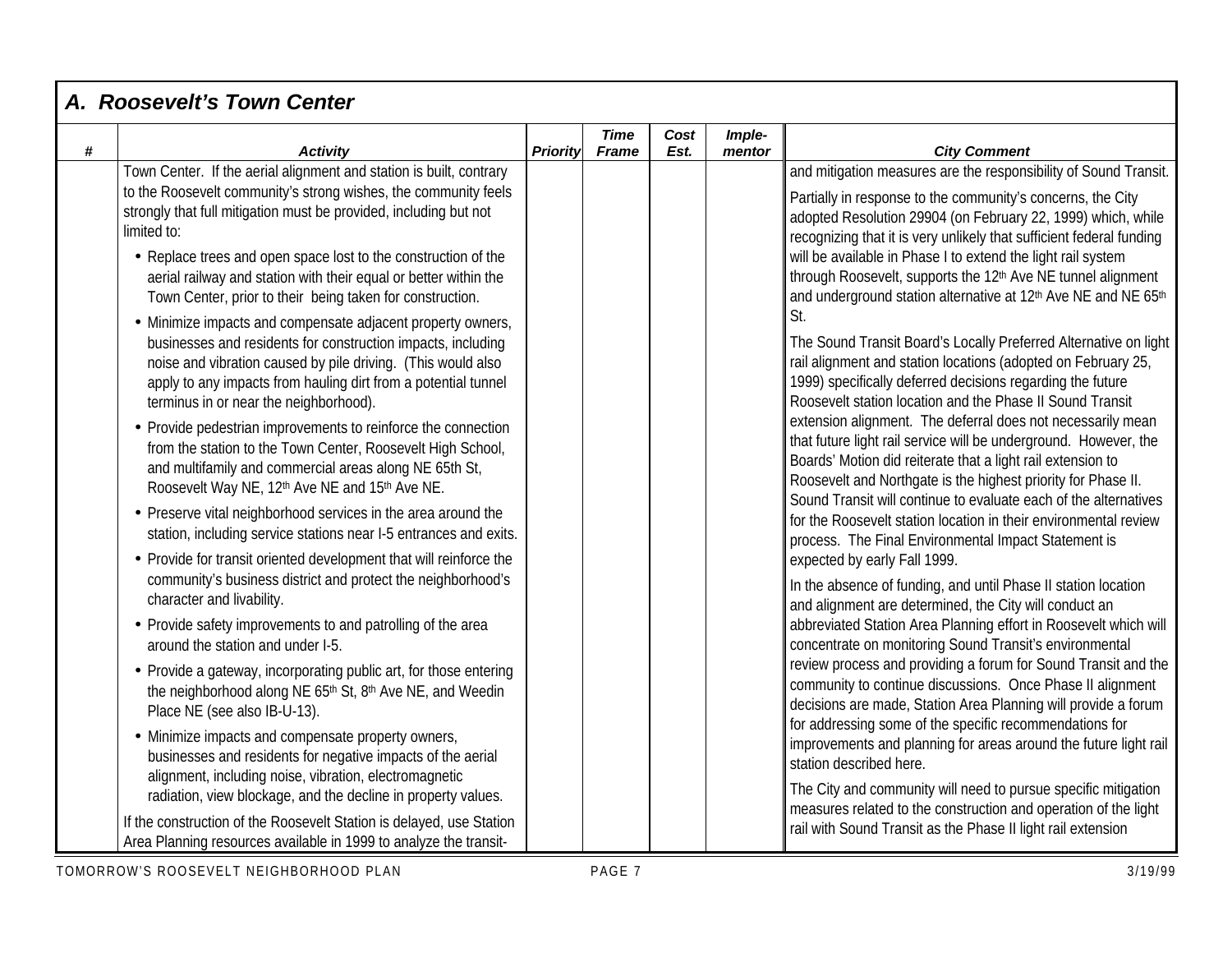## A. Roosevelt's Town Center

| # | Activity | Priority | Time Frame | Cost Est. | Imple-mentor | City Comment |
|---|---|---|---|---|---|---|
| | Town Center. If the aerial alignment and station is built, contrary to the Roosevelt community's strong wishes, the community feels strongly that full mitigation must be provided, including but not limited to:<br>• Replace trees and open space lost to the construction of the aerial railway and station with their equal or better within the Town Center, prior to their being taken for construction.<br>• Minimize impacts and compensate adjacent property owners, businesses and residents for construction impacts, including noise and vibration caused by pile driving. (This would also apply to any impacts from hauling dirt from a potential tunnel terminus in or near the neighborhood).<br>• Provide pedestrian improvements to reinforce the connection from the station to the Town Center, Roosevelt High School, and multifamily and commercial areas along NE 65th St, Roosevelt Way NE, 12th Ave NE and 15th Ave NE.<br>• Preserve vital neighborhood services in the area around the station, including service stations near I-5 entrances and exits.<br>• Provide for transit oriented development that will reinforce the community's business district and protect the neighborhood's character and livability.<br>• Provide safety improvements to and patrolling of the area around the station and under I-5.<br>• Provide a gateway, incorporating public art, for those entering the neighborhood along NE 65th St, 8th Ave NE, and Weedin Place NE (see also IB-U-13).<br>• Minimize impacts and compensate property owners, businesses and residents for negative impacts of the aerial alignment, including noise, vibration, electromagnetic radiation, view blockage, and the decline in property values.<br>If the construction of the Roosevelt Station is delayed, use Station Area Planning resources available in 1999 to analyze the transit- | | | | | and mitigation measures are the responsibility of Sound Transit.<br>Partially in response to the community's concerns, the City adopted Resolution 29904 (on February 22, 1999) which, while recognizing that it is very unlikely that sufficient federal funding will be available in Phase I to extend the light rail system through Roosevelt, supports the 12th Ave NE tunnel alignment and underground station alternative at 12th Ave NE and NE 65th St.<br>The Sound Transit Board's Locally Preferred Alternative on light rail alignment and station locations (adopted on February 25, 1999) specifically deferred decisions regarding the future Roosevelt station location and the Phase II Sound Transit extension alignment. The deferral does not necessarily mean that future light rail service will be underground. However, the Boards' Motion did reiterate that a light rail extension to Roosevelt and Northgate is the highest priority for Phase II. Sound Transit will continue to evaluate each of the alternatives for the Roosevelt station location in their environmental review process. The Final Environmental Impact Statement is expected by early Fall 1999.<br>In the absence of funding, and until Phase II station location and alignment are determined, the City will conduct an abbreviated Station Area Planning effort in Roosevelt which will concentrate on monitoring Sound Transit's environmental review process and providing a forum for Sound Transit and the community to continue discussions. Once Phase II alignment decisions are made, Station Area Planning will provide a forum for addressing some of the specific recommendations for improvements and planning for areas around the future light rail station described here.<br>The City and community will need to pursue specific mitigation measures related to the construction and operation of the light rail with Sound Transit as the Phase II light rail extension |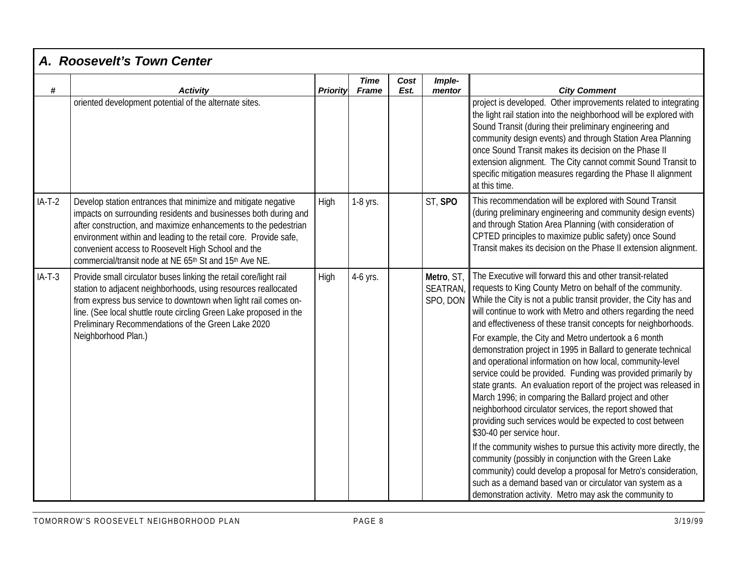## A. Roosevelt's Town Center

| # | Activity | Priority | Time Frame | Cost Est. | Imple-mentor | City Comment |
|---|---|---|---|---|---|---|
| | oriented development potential of the alternate sites. | | | | | project is developed. Other improvements related to integrating the light rail station into the neighborhood will be explored with Sound Transit (during their preliminary engineering and community design events) and through Station Area Planning once Sound Transit makes its decision on the Phase II extension alignment. The City cannot commit Sound Transit to specific mitigation measures regarding the Phase II alignment at this time. |
| IA-T-2 | Develop station entrances that minimize and mitigate negative impacts on surrounding residents and businesses both during and after construction, and maximize enhancements to the pedestrian environment within and leading to the retail core. Provide safe, convenient access to Roosevelt High School and the commercial/transit node at NE 65th St and 15th Ave NE. | High | 1-8 yrs. | | ST, **SPO** | This recommendation will be explored with Sound Transit (during preliminary engineering and community design events) and through Station Area Planning (with consideration of CPTED principles to maximize public safety) once Sound Transit makes its decision on the Phase II extension alignment. |
| IA-T-3 | Provide small circulator buses linking the retail core/light rail station to adjacent neighborhoods, using resources reallocated from express bus service to downtown when light rail comes on-line. (See local shuttle route circling Green Lake proposed in the Preliminary Recommendations of the Green Lake 2020 Neighborhood Plan.) | High | 4-6 yrs. | | **Metro**, ST, SEATRAN, SPO, DON | The Executive will forward this and other transit-related requests to King County Metro on behalf of the community. While the City is not a public transit provider, the City has and will continue to work with Metro and others regarding the need and effectiveness of these transit concepts for neighborhoods.<br><br>For example, the City and Metro undertook a 6 month demonstration project in 1995 in Ballard to generate technical and operational information on how local, community-level service could be provided. Funding was provided primarily by state grants. An evaluation report of the project was released in March 1996; in comparing the Ballard project and other neighborhood circulator services, the report showed that providing such services would be expected to cost between \$30-40 per service hour.<br><br>If the community wishes to pursue this activity more directly, the community (possibly in conjunction with the Green Lake community) could develop a proposal for Metro's consideration, such as a demand based van or circulator van system as a demonstration activity. Metro may ask the community to |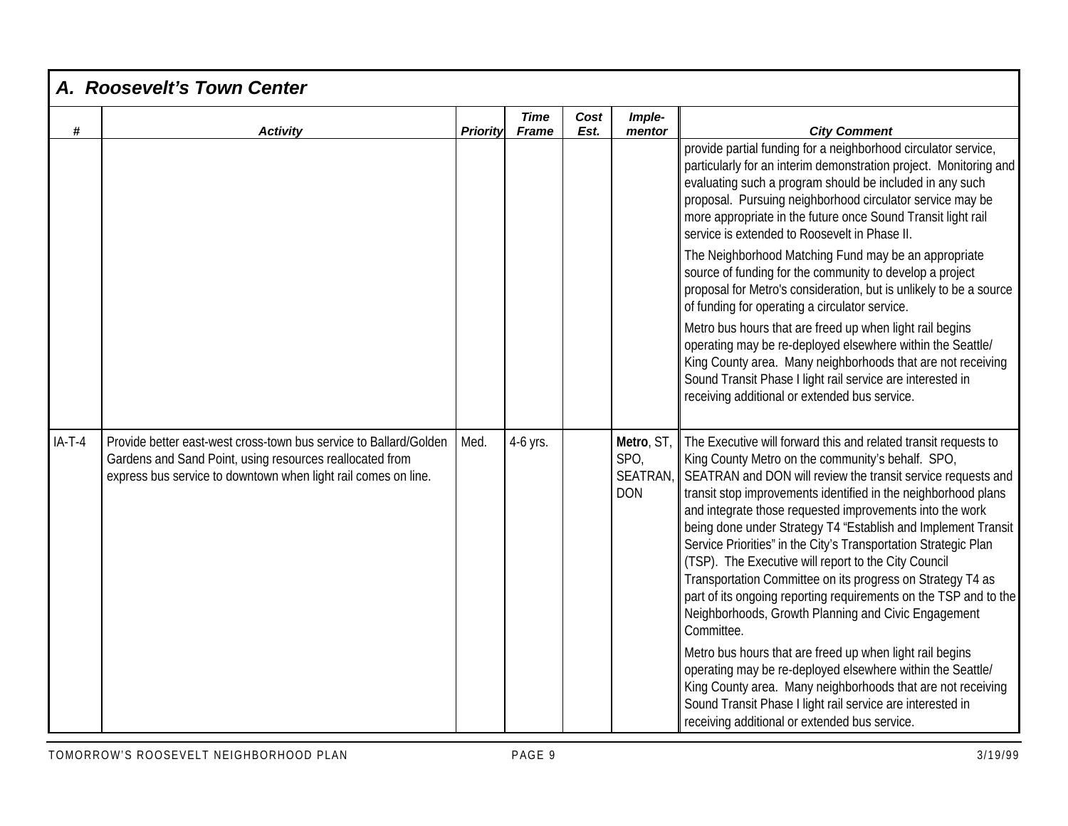## A. Roosevelt's Town Center

| # | Activity | Priority | Time Frame | Cost Est. | Imple-mentor | City Comment |
|---|---|---|---|---|---|---|
| | | | | | | provide partial funding for a neighborhood circulator service, particularly for an interim demonstration project. Monitoring and evaluating such a program should be included in any such proposal. Pursuing neighborhood circulator service may be more appropriate in the future once Sound Transit light rail service is extended to Roosevelt in Phase II.<br><br>The Neighborhood Matching Fund may be an appropriate source of funding for the community to develop a project proposal for Metro's consideration, but is unlikely to be a source of funding for operating a circulator service.<br><br>Metro bus hours that are freed up when light rail begins operating may be re-deployed elsewhere within the Seattle/ King County area. Many neighborhoods that are not receiving Sound Transit Phase I light rail service are interested in receiving additional or extended bus service. |
| IA-T-4 | Provide better east-west cross-town bus service to Ballard/Golden Gardens and Sand Point, using resources reallocated from express bus service to downtown when light rail comes on line. | Med. | 4-6 yrs. | | **Metro**, ST, SPO, SEATRAN, DON | The Executive will forward this and related transit requests to King County Metro on the community's behalf. SPO, SEATRAN and DON will review the transit service requests and transit stop improvements identified in the neighborhood plans and integrate those requested improvements into the work being done under Strategy T4 "Establish and Implement Transit Service Priorities" in the City's Transportation Strategic Plan (TSP). The Executive will report to the City Council Transportation Committee on its progress on Strategy T4 as part of its ongoing reporting requirements on the TSP and to the Neighborhoods, Growth Planning and Civic Engagement Committee.<br><br>Metro bus hours that are freed up when light rail begins operating may be re-deployed elsewhere within the Seattle/ King County area. Many neighborhoods that are not receiving Sound Transit Phase I light rail service are interested in receiving additional or extended bus service. |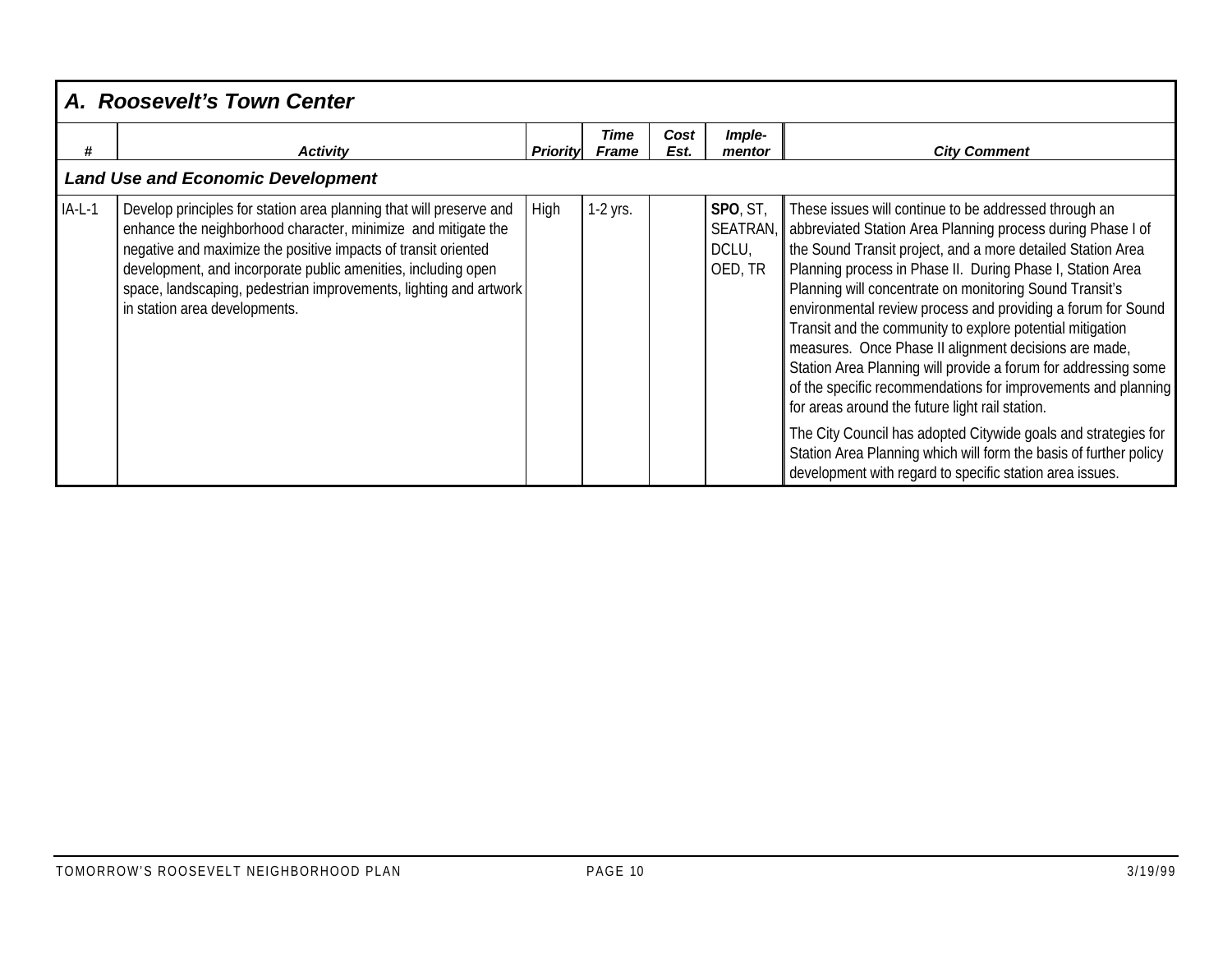## A. Roosevelt's Town Center

| # | Activity | Priority | Time Frame | Cost Est. | Imple-mentor | City Comment |
|---|---|---|---|---|---|---|
| ***Land Use and Economic Development*** | | | | | | |
| IA-L-1 | Develop principles for station area planning that will preserve and enhance the neighborhood character, minimize and mitigate the negative and maximize the positive impacts of transit oriented development, and incorporate public amenities, including open space, landscaping, pedestrian improvements, lighting and artwork in station area developments. | High | 1-2 yrs. | | **SPO**, ST, SEATRAN, DCLU, OED, TR | These issues will continue to be addressed through an abbreviated Station Area Planning process during Phase I of the Sound Transit project, and a more detailed Station Area Planning process in Phase II. During Phase I, Station Area Planning will concentrate on monitoring Sound Transit's environmental review process and providing a forum for Sound Transit and the community to explore potential mitigation measures. Once Phase II alignment decisions are made, Station Area Planning will provide a forum for addressing some of the specific recommendations for improvements and planning for areas around the future light rail station.<br><br>The City Council has adopted Citywide goals and strategies for Station Area Planning which will form the basis of further policy development with regard to specific station area issues. |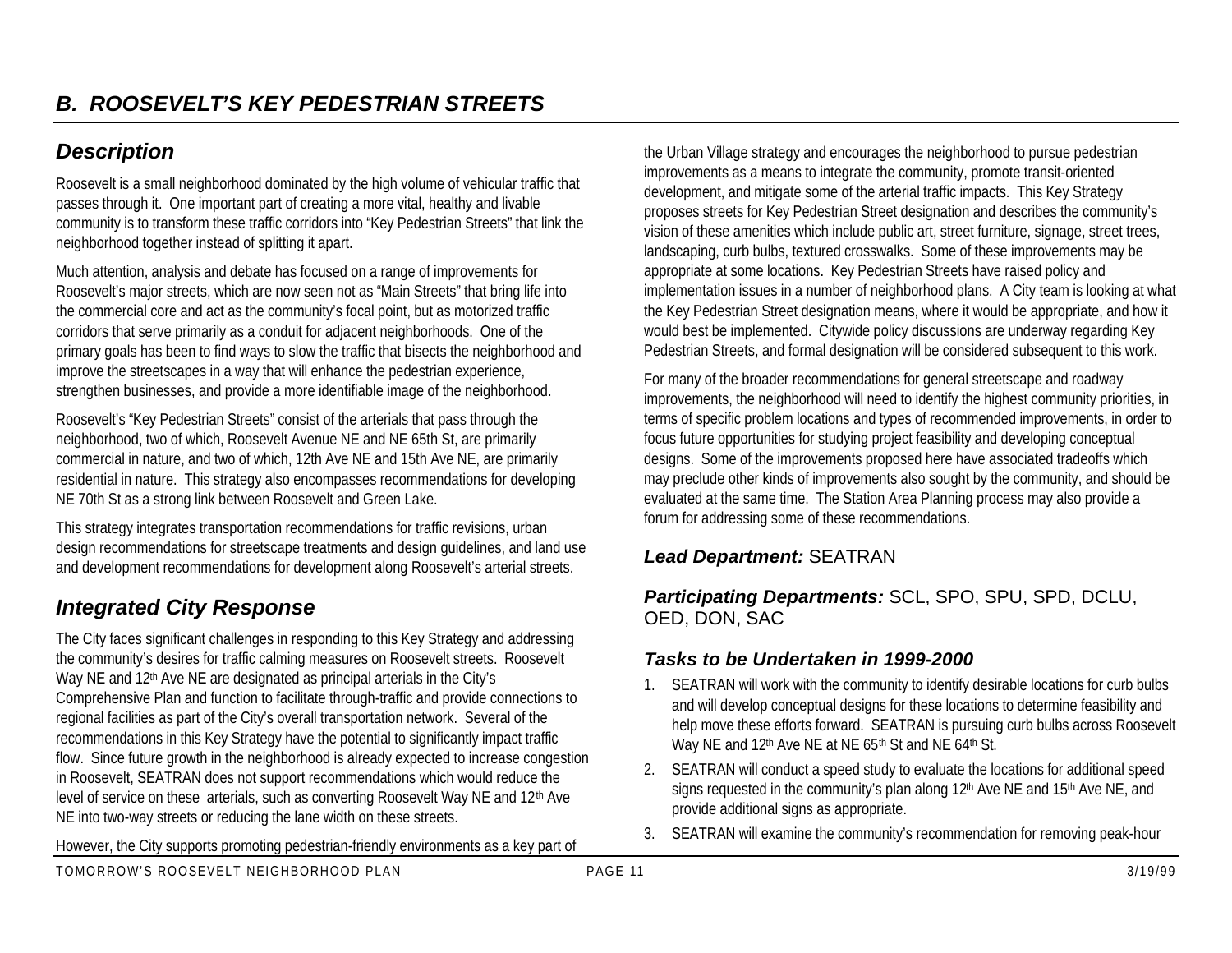## *B. ROOSEVELT'S KEY PEDESTRIAN STREETS*

### *Description*

Roosevelt is a small neighborhood dominated by the high volume of vehicular traffic that passes through it. One important part of creating a more vital, healthy and livable community is to transform these traffic corridors into "Key Pedestrian Streets" that link the neighborhood together instead of splitting it apart.

Much attention, analysis and debate has focused on a range of improvements for Roosevelt's major streets, which are now seen not as "Main Streets" that bring life into the commercial core and act as the community's focal point, but as motorized traffic corridors that serve primarily as a conduit for adjacent neighborhoods. One of the primary goals has been to find ways to slow the traffic that bisects the neighborhood and improve the streetscapes in a way that will enhance the pedestrian experience, strengthen businesses, and provide a more identifiable image of the neighborhood.

Roosevelt's "Key Pedestrian Streets" consist of the arterials that pass through the neighborhood, two of which, Roosevelt Avenue NE and NE 65th St, are primarily commercial in nature, and two of which, 12th Ave NE and 15th Ave NE, are primarily residential in nature. This strategy also encompasses recommendations for developing NE 70th St as a strong link between Roosevelt and Green Lake.

This strategy integrates transportation recommendations for traffic revisions, urban design recommendations for streetscape treatments and design guidelines, and land use and development recommendations for development along Roosevelt's arterial streets.

### *Integrated City Response*

The City faces significant challenges in responding to this Key Strategy and addressing the community's desires for traffic calming measures on Roosevelt streets. Roosevelt Way NE and 12th Ave NE are designated as principal arterials in the City's Comprehensive Plan and function to facilitate through-traffic and provide connections to regional facilities as part of the City's overall transportation network. Several of the recommendations in this Key Strategy have the potential to significantly impact traffic flow. Since future growth in the neighborhood is already expected to increase congestion in Roosevelt, SEATRAN does not support recommendations which would reduce the level of service on these arterials, such as converting Roosevelt Way NE and 12th Ave NE into two-way streets or reducing the lane width on these streets.

However, the City supports promoting pedestrian-friendly environments as a key part of the Urban Village strategy and encourages the neighborhood to pursue pedestrian improvements as a means to integrate the community, promote transit-oriented development, and mitigate some of the arterial traffic impacts. This Key Strategy proposes streets for Key Pedestrian Street designation and describes the community's vision of these amenities which include public art, street furniture, signage, street trees, landscaping, curb bulbs, textured crosswalks. Some of these improvements may be appropriate at some locations. Key Pedestrian Streets have raised policy and implementation issues in a number of neighborhood plans. A City team is looking at what the Key Pedestrian Street designation means, where it would be appropriate, and how it would best be implemented. Citywide policy discussions are underway regarding Key Pedestrian Streets, and formal designation will be considered subsequent to this work.

For many of the broader recommendations for general streetscape and roadway improvements, the neighborhood will need to identify the highest community priorities, in terms of specific problem locations and types of recommended improvements, in order to focus future opportunities for studying project feasibility and developing conceptual designs. Some of the improvements proposed here have associated tradeoffs which may preclude other kinds of improvements also sought by the community, and should be evaluated at the same time. The Station Area Planning process may also provide a forum for addressing some of these recommendations.

### *Lead Department:* SEATRAN

### *Participating Departments:* SCL, SPO, SPU, SPD, DCLU, OED, DON, SAC

### *Tasks to be Undertaken in 1999-2000*

1. SEATRAN will work with the community to identify desirable locations for curb bulbs and will develop conceptual designs for these locations to determine feasibility and help move these efforts forward. SEATRAN is pursuing curb bulbs across Roosevelt Way NE and 12th Ave NE at NE 65th St and NE 64th St.
2. SEATRAN will conduct a speed study to evaluate the locations for additional speed signs requested in the community's plan along 12th Ave NE and 15th Ave NE, and provide additional signs as appropriate.
3. SEATRAN will examine the community's recommendation for removing peak-hour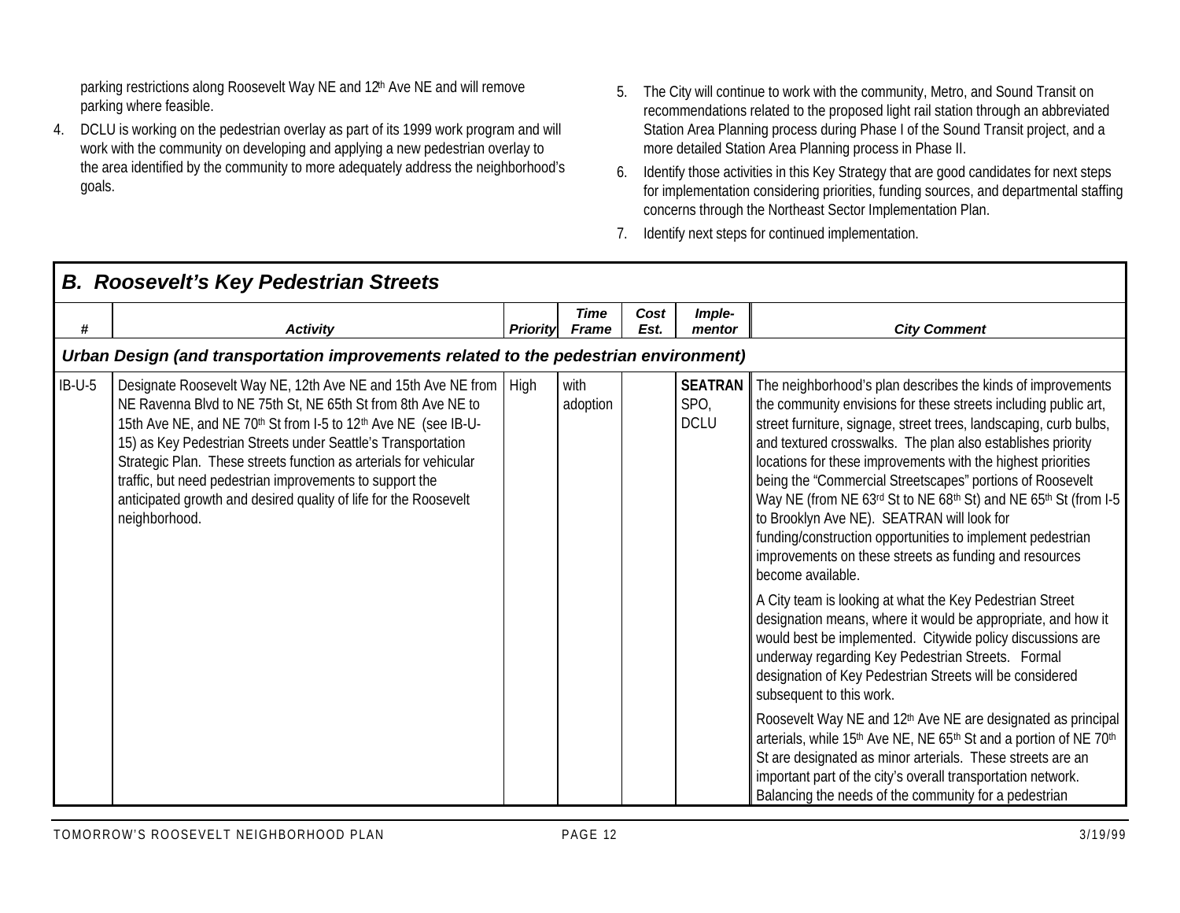parking restrictions along Roosevelt Way NE and 12th Ave NE and will remove parking where feasible.

4. DCLU is working on the pedestrian overlay as part of its 1999 work program and will work with the community on developing and applying a new pedestrian overlay to the area identified by the community to more adequately address the neighborhood's goals.

5. The City will continue to work with the community, Metro, and Sound Transit on recommendations related to the proposed light rail station through an abbreviated Station Area Planning process during Phase I of the Sound Transit project, and a more detailed Station Area Planning process in Phase II.

6. Identify those activities in this Key Strategy that are good candidates for next steps for implementation considering priorities, funding sources, and departmental staffing concerns through the Northeast Sector Implementation Plan.

7. Identify next steps for continued implementation.

## B. Roosevelt's Key Pedestrian Streets

| # | Activity | Priority | Time Frame | Cost Est. | Imple-mentor | City Comment |
|---|---|---|---|---|---|---|
| ***Urban Design (and transportation improvements related to the pedestrian environment)*** | | | | | | |
| IB-U-5 | Designate Roosevelt Way NE, 12th Ave NE and 15th Ave NE from NE Ravenna Blvd to NE 75th St, NE 65th St from 8th Ave NE to 15th Ave NE, and NE 70th St from I-5 to 12th Ave NE (see IB-U-15) as Key Pedestrian Streets under Seattle's Transportation Strategic Plan. These streets function as arterials for vehicular traffic, but need pedestrian improvements to support the anticipated growth and desired quality of life for the Roosevelt neighborhood. | High | with adoption | | **SEATRAN** SPO, DCLU | The neighborhood's plan describes the kinds of improvements the community envisions for these streets including public art, street furniture, signage, street trees, landscaping, curb bulbs, and textured crosswalks. The plan also establishes priority locations for these improvements with the highest priorities being the "Commercial Streetscapes" portions of Roosevelt Way NE (from NE 63rd St to NE 68th St) and NE 65th St (from I-5 to Brooklyn Ave NE). SEATRAN will look for funding/construction opportunities to implement pedestrian improvements on these streets as funding and resources become available.<br><br>A City team is looking at what the Key Pedestrian Street designation means, where it would be appropriate, and how it would best be implemented. Citywide policy discussions are underway regarding Key Pedestrian Streets. Formal designation of Key Pedestrian Streets will be considered subsequent to this work.<br><br>Roosevelt Way NE and 12th Ave NE are designated as principal arterials, while 15th Ave NE, NE 65th St and a portion of NE 70th St are designated as minor arterials. These streets are an important part of the city's overall transportation network. Balancing the needs of the community for a pedestrian |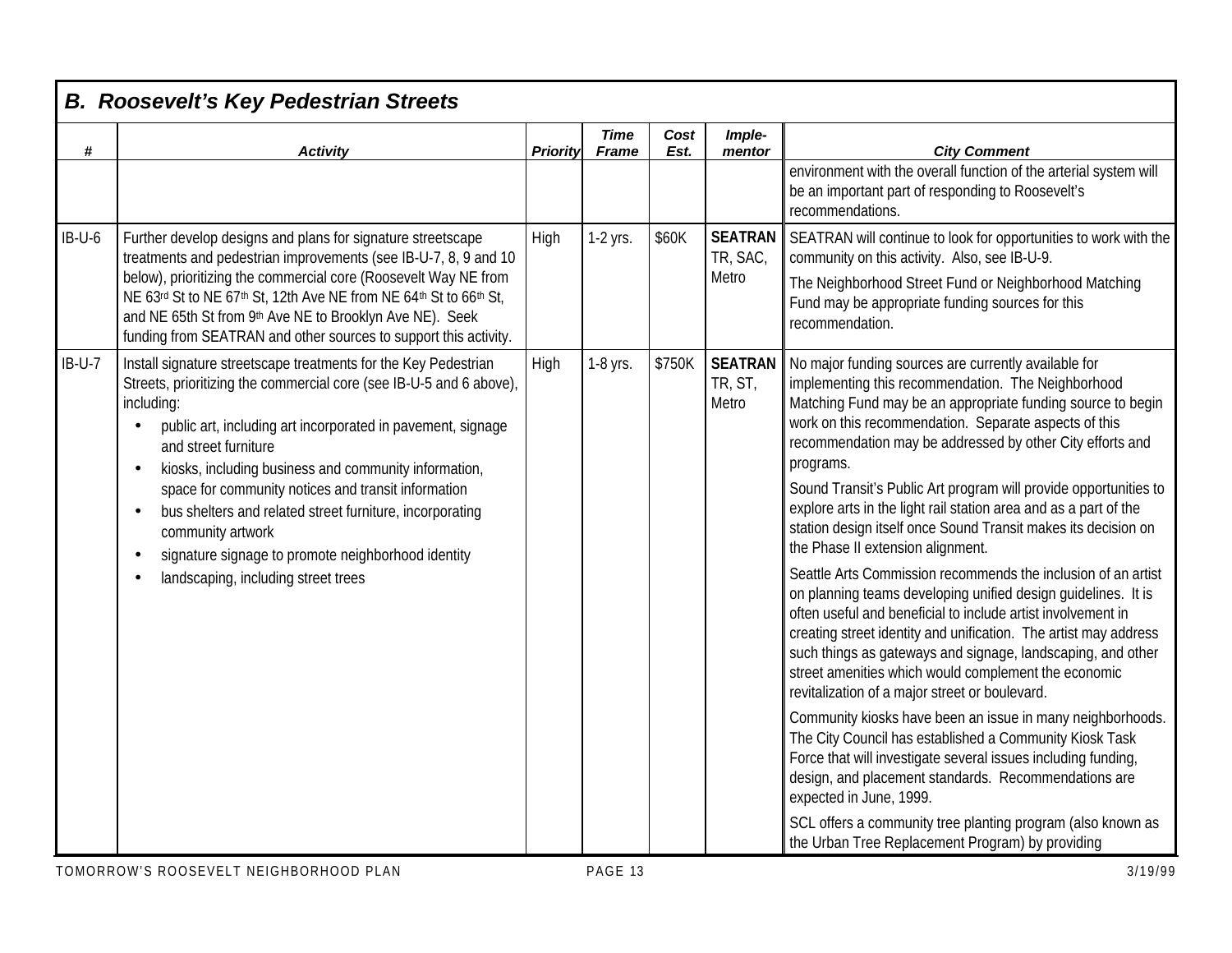## B. Roosevelt's Key Pedestrian Streets

| # | Activity | Priority | Time Frame | Cost Est. | Imple-mentor | City Comment |
|---|---|---|---|---|---|---|
| | | | | | | environment with the overall function of the arterial system will be an important part of responding to Roosevelt's recommendations. |
| IB-U-6 | Further develop designs and plans for signature streetscape treatments and pedestrian improvements (see IB-U-7, 8, 9 and 10 below), prioritizing the commercial core (Roosevelt Way NE from NE 63rd St to NE 67th St, 12th Ave NE from NE 64th St to 66th St, and NE 65th St from 9th Ave NE to Brooklyn Ave NE). Seek funding from SEATRAN and other sources to support this activity. | High | 1-2 yrs. | \$60K | **SEATRAN** TR, SAC, Metro | SEATRAN will continue to look for opportunities to work with the community on this activity. Also, see IB-U-9.<br><br>The Neighborhood Street Fund or Neighborhood Matching Fund may be appropriate funding sources for this recommendation. |
| IB-U-7 | Install signature streetscape treatments for the Key Pedestrian Streets, prioritizing the commercial core (see IB-U-5 and 6 above), including:<br>• public art, including art incorporated in pavement, signage and street furniture<br>• kiosks, including business and community information, space for community notices and transit information<br>• bus shelters and related street furniture, incorporating community artwork<br>• signature signage to promote neighborhood identity<br>• landscaping, including street trees | High | 1-8 yrs. | \$750K | **SEATRAN** TR, ST, Metro | No major funding sources are currently available for implementing this recommendation. The Neighborhood Matching Fund may be an appropriate funding source to begin work on this recommendation. Separate aspects of this recommendation may be addressed by other City efforts and programs.<br><br>Sound Transit's Public Art program will provide opportunities to explore arts in the light rail station area and as a part of the station design itself once Sound Transit makes its decision on the Phase II extension alignment.<br><br>Seattle Arts Commission recommends the inclusion of an artist on planning teams developing unified design guidelines. It is often useful and beneficial to include artist involvement in creating street identity and unification. The artist may address such things as gateways and signage, landscaping, and other street amenities which would complement the economic revitalization of a major street or boulevard.<br><br>Community kiosks have been an issue in many neighborhoods. The City Council has established a Community Kiosk Task Force that will investigate several issues including funding, design, and placement standards. Recommendations are expected in June, 1999.<br><br>SCL offers a community tree planting program (also known as the Urban Tree Replacement Program) by providing |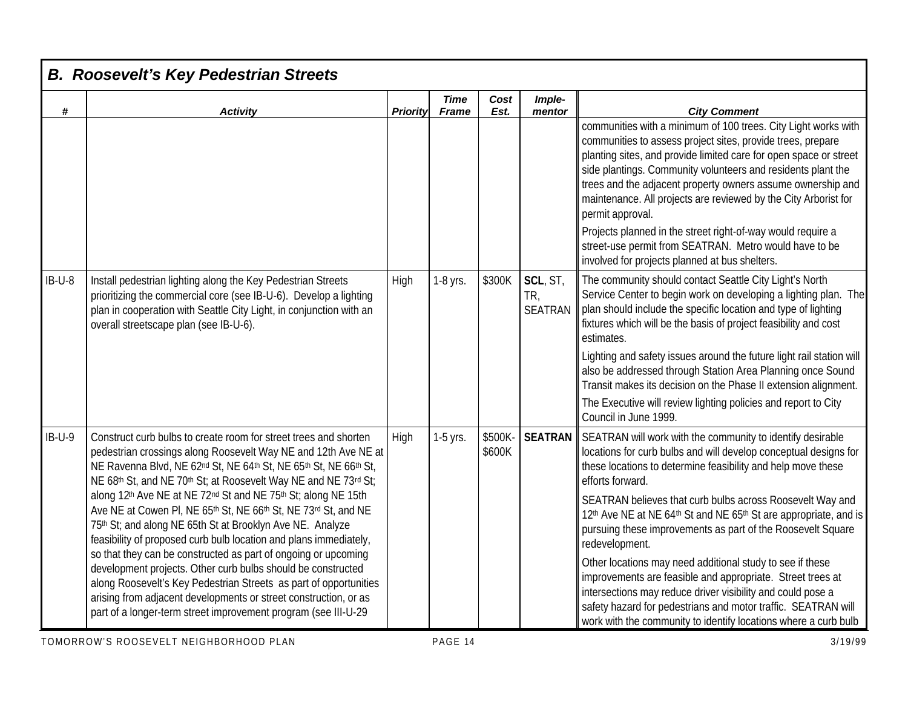## B. Roosevelt's Key Pedestrian Streets

| # | Activity | Priority | Time Frame | Cost Est. | Imple-mentor | City Comment |
|---|---|---|---|---|---|---|
| | | | | | | communities with a minimum of 100 trees. City Light works with communities to assess project sites, provide trees, prepare planting sites, and provide limited care for open space or street side plantings. Community volunteers and residents plant the trees and the adjacent property owners assume ownership and maintenance. All projects are reviewed by the City Arborist for permit approval. Projects planned in the street right-of-way would require a street-use permit from SEATRAN. Metro would have to be involved for projects planned at bus shelters. |
| IB-U-8 | Install pedestrian lighting along the Key Pedestrian Streets prioritizing the commercial core (see IB-U-6). Develop a lighting plan in cooperation with Seattle City Light, in conjunction with an overall streetscape plan (see IB-U-6). | High | 1-8 yrs. | $300K | **SCL**, ST, TR, SEATRAN | The community should contact Seattle City Light's North Service Center to begin work on developing a lighting plan. The plan should include the specific location and type of lighting fixtures which will be the basis of project feasibility and cost estimates. Lighting and safety issues around the future light rail station will also be addressed through Station Area Planning once Sound Transit makes its decision on the Phase II extension alignment. The Executive will review lighting policies and report to City Council in June 1999. |
| IB-U-9 | Construct curb bulbs to create room for street trees and shorten pedestrian crossings along Roosevelt Way NE and 12th Ave NE at NE Ravenna Blvd, NE 62nd St, NE 64th St, NE 65th St, NE 66th St, NE 68th St, and NE 70th St; at Roosevelt Way NE and NE 73rd St; along 12th Ave NE at NE 72nd St and NE 75th St; along NE 15th Ave NE at Cowen Pl, NE 65th St, NE 66th St, NE 73rd St, and NE 75th St; and along NE 65th St at Brooklyn Ave NE. Analyze feasibility of proposed curb bulb location and plans immediately, so that they can be constructed as part of ongoing or upcoming development projects. Other curb bulbs should be constructed along Roosevelt's Key Pedestrian Streets as part of opportunities arising from adjacent developments or street construction, or as part of a longer-term street improvement program (see III-U-29 | High | 1-5 yrs. | $500K-$600K | **SEATRAN** | SEATRAN will work with the community to identify desirable locations for curb bulbs and will develop conceptual designs for these locations to determine feasibility and help move these efforts forward. SEATRAN believes that curb bulbs across Roosevelt Way and 12th Ave NE at NE 64th St and NE 65th St are appropriate, and is pursuing these improvements as part of the Roosevelt Square redevelopment. Other locations may need additional study to see if these improvements are feasible and appropriate. Street trees at intersections may reduce driver visibility and could pose a safety hazard for pedestrians and motor traffic. SEATRAN will work with the community to identify locations where a curb bulb |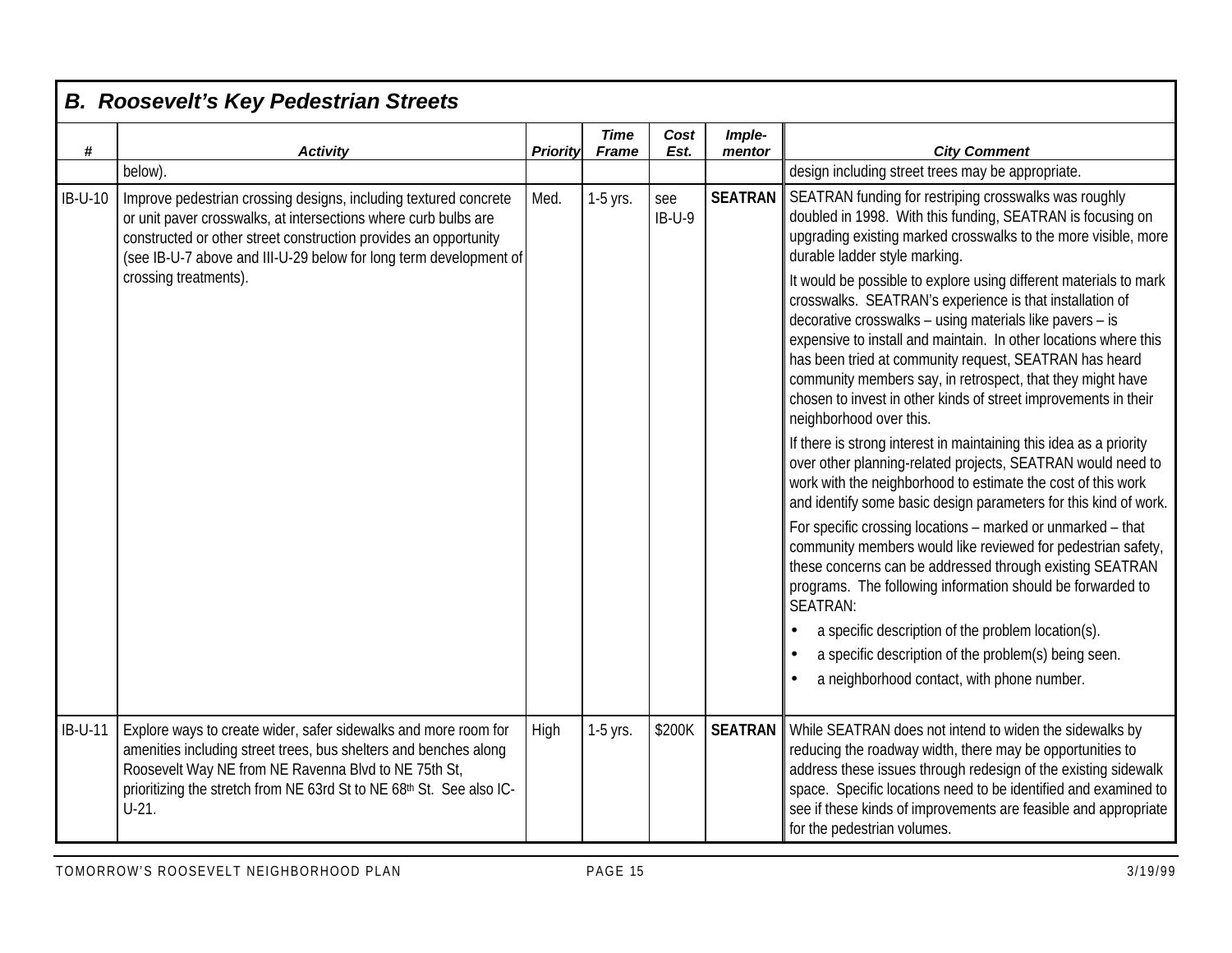## B. Roosevelt's Key Pedestrian Streets

| # | Activity | Priority | Time Frame | Cost Est. | Imple-mentor | City Comment |
|---|---|---|---|---|---|---|
| | below). | | | | | design including street trees may be appropriate. |
| IB-U-10 | Improve pedestrian crossing designs, including textured concrete or unit paver crosswalks, at intersections where curb bulbs are constructed or other street construction provides an opportunity (see IB-U-7 above and III-U-29 below for long term development of crossing treatments). | Med. | 1-5 yrs. | see IB-U-9 | **SEATRAN** | SEATRAN funding for restriping crosswalks was roughly doubled in 1998. With this funding, SEATRAN is focusing on upgrading existing marked crosswalks to the more visible, more durable ladder style marking.<br><br>It would be possible to explore using different materials to mark crosswalks. SEATRAN's experience is that installation of decorative crosswalks – using materials like pavers – is expensive to install and maintain. In other locations where this has been tried at community request, SEATRAN has heard community members say, in retrospect, that they might have chosen to invest in other kinds of street improvements in their neighborhood over this.<br><br>If there is strong interest in maintaining this idea as a priority over other planning-related projects, SEATRAN would need to work with the neighborhood to estimate the cost of this work and identify some basic design parameters for this kind of work.<br><br>For specific crossing locations – marked or unmarked – that community members would like reviewed for pedestrian safety, these concerns can be addressed through existing SEATRAN programs. The following information should be forwarded to SEATRAN:<br>• a specific description of the problem location(s).<br>• a specific description of the problem(s) being seen.<br>• a neighborhood contact, with phone number. |
| IB-U-11 | Explore ways to create wider, safer sidewalks and more room for amenities including street trees, bus shelters and benches along Roosevelt Way NE from NE Ravenna Blvd to NE 75th St, prioritizing the stretch from NE 63rd St to NE 68th St. See also IC-U-21. | High | 1-5 yrs. | $200K | **SEATRAN** | While SEATRAN does not intend to widen the sidewalks by reducing the roadway width, there may be opportunities to address these issues through redesign of the existing sidewalk space. Specific locations need to be identified and examined to see if these kinds of improvements are feasible and appropriate for the pedestrian volumes. |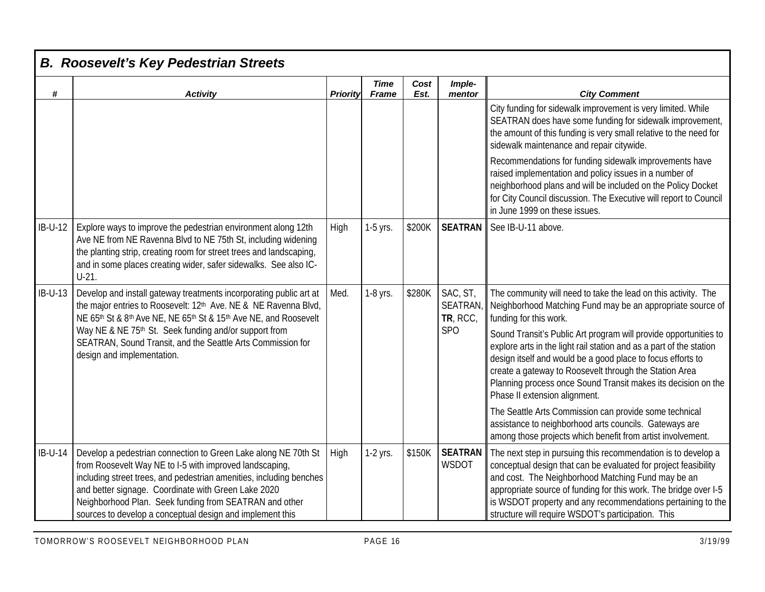## B. Roosevelt's Key Pedestrian Streets

| # | Activity | Priority | Time Frame | Cost Est. | Imple-mentor | City Comment |
|---|---|---|---|---|---|---|
| | | | | | | City funding for sidewalk improvement is very limited. While SEATRAN does have some funding for sidewalk improvement, the amount of this funding is very small relative to the need for sidewalk maintenance and repair citywide.<br><br>Recommendations for funding sidewalk improvements have raised implementation and policy issues in a number of neighborhood plans and will be included on the Policy Docket for City Council discussion. The Executive will report to Council in June 1999 on these issues. |
| IB-U-12 | Explore ways to improve the pedestrian environment along 12th Ave NE from NE Ravenna Blvd to NE 75th St, including widening the planting strip, creating room for street trees and landscaping, and in some places creating wider, safer sidewalks. See also IC-U-21. | High | 1-5 yrs. | \$200K | **SEATRAN** | See IB-U-11 above. |
| IB-U-13 | Develop and install gateway treatments incorporating public art at the major entries to Roosevelt: 12th Ave. NE & NE Ravenna Blvd, NE 65th St & 8th Ave NE, NE 65th St & 15th Ave NE, and Roosevelt Way NE & NE 75th St. Seek funding and/or support from SEATRAN, Sound Transit, and the Seattle Arts Commission for design and implementation. | Med. | 1-8 yrs. | \$280K | SAC, ST, SEATRAN, **TR**, RCC, SPO | The community will need to take the lead on this activity. The Neighborhood Matching Fund may be an appropriate source of funding for this work.<br><br>Sound Transit's Public Art program will provide opportunities to explore arts in the light rail station and as a part of the station design itself and would be a good place to focus efforts to create a gateway to Roosevelt through the Station Area Planning process once Sound Transit makes its decision on the Phase II extension alignment.<br><br>The Seattle Arts Commission can provide some technical assistance to neighborhood arts councils. Gateways are among those projects which benefit from artist involvement. |
| IB-U-14 | Develop a pedestrian connection to Green Lake along NE 70th St from Roosevelt Way NE to I-5 with improved landscaping, including street trees, and pedestrian amenities, including benches and better signage. Coordinate with Green Lake 2020 Neighborhood Plan. Seek funding from SEATRAN and other sources to develop a conceptual design and implement this | High | 1-2 yrs. | \$150K | **SEATRAN** WSDOT | The next step in pursuing this recommendation is to develop a conceptual design that can be evaluated for project feasibility and cost. The Neighborhood Matching Fund may be an appropriate source of funding for this work. The bridge over I-5 is WSDOT property and any recommendations pertaining to the structure will require WSDOT's participation. This |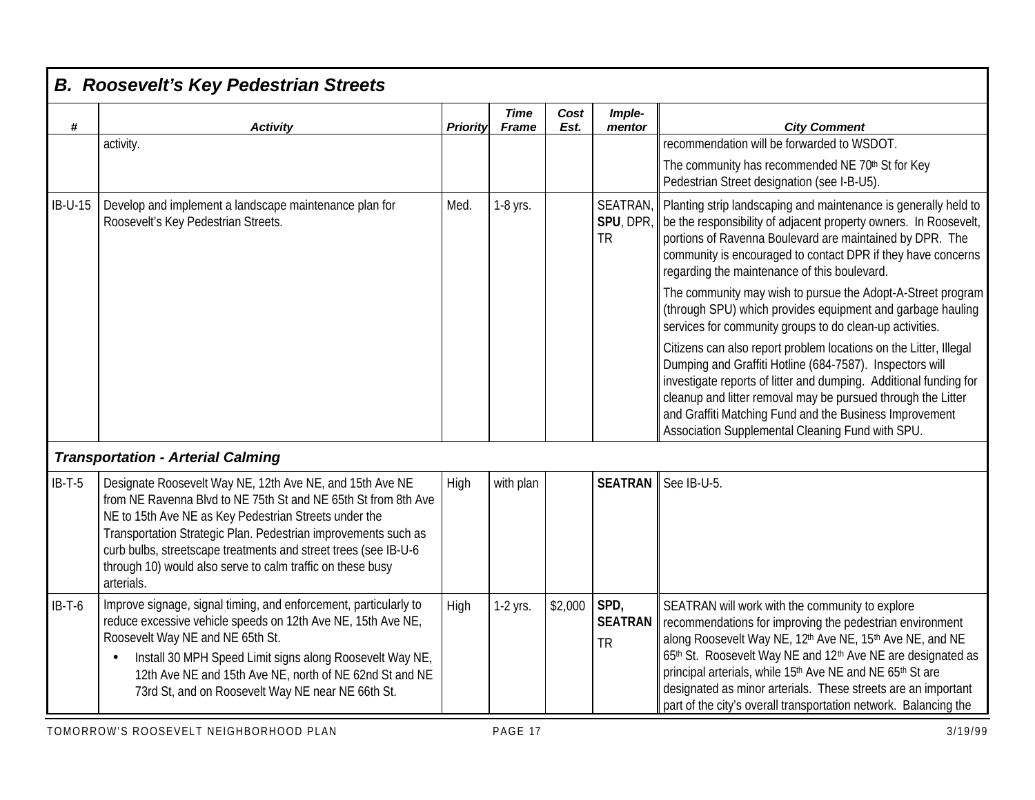## B. Roosevelt's Key Pedestrian Streets

| # | Activity | Priority | Time Frame | Cost Est. | Imple-mentor | City Comment |
|---|---|---|---|---|---|---|
| | activity. | | | | | recommendation will be forwarded to WSDOT. The community has recommended NE 70th St for Key Pedestrian Street designation (see I-B-U5). |
| IB-U-15 | Develop and implement a landscape maintenance plan for Roosevelt's Key Pedestrian Streets. | Med. | 1-8 yrs. | | SEATRAN, **SPU**, DPR, TR | Planting strip landscaping and maintenance is generally held to be the responsibility of adjacent property owners. In Roosevelt, portions of Ravenna Boulevard are maintained by DPR. The community is encouraged to contact DPR if they have concerns regarding the maintenance of this boulevard. The community may wish to pursue the Adopt-A-Street program (through SPU) which provides equipment and garbage hauling services for community groups to do clean-up activities. Citizens can also report problem locations on the Litter, Illegal Dumping and Graffiti Hotline (684-7587). Inspectors will investigate reports of litter and dumping. Additional funding for cleanup and litter removal may be pursued through the Litter and Graffiti Matching Fund and the Business Improvement Association Supplemental Cleaning Fund with SPU. |
| ***Transportation - Arterial Calming*** | | | | | | |
| IB-T-5 | Designate Roosevelt Way NE, 12th Ave NE, and 15th Ave NE from NE Ravenna Blvd to NE 75th St and NE 65th St from 8th Ave NE to 15th Ave NE as Key Pedestrian Streets under the Transportation Strategic Plan. Pedestrian improvements such as curb bulbs, streetscape treatments and street trees (see IB-U-6 through 10) would also serve to calm traffic on these busy arterials. | High | with plan | | **SEATRAN** | See IB-U-5. |
| IB-T-6 | Improve signage, signal timing, and enforcement, particularly to reduce excessive vehicle speeds on 12th Ave NE, 15th Ave NE, Roosevelt Way NE and NE 65th St. <br>• Install 30 MPH Speed Limit signs along Roosevelt Way NE, 12th Ave NE and 15th Ave NE, north of NE 62nd St and NE 73rd St, and on Roosevelt Way NE near NE 66th St. | High | 1-2 yrs. | $2,000 | **SPD, SEATRAN** TR | SEATRAN will work with the community to explore recommendations for improving the pedestrian environment along Roosevelt Way NE, 12th Ave NE, 15th Ave NE, and NE 65th St. Roosevelt Way NE and 12th Ave NE are designated as principal arterials, while 15th Ave NE and NE 65th St are designated as minor arterials. These streets are an important part of the city's overall transportation network. Balancing the |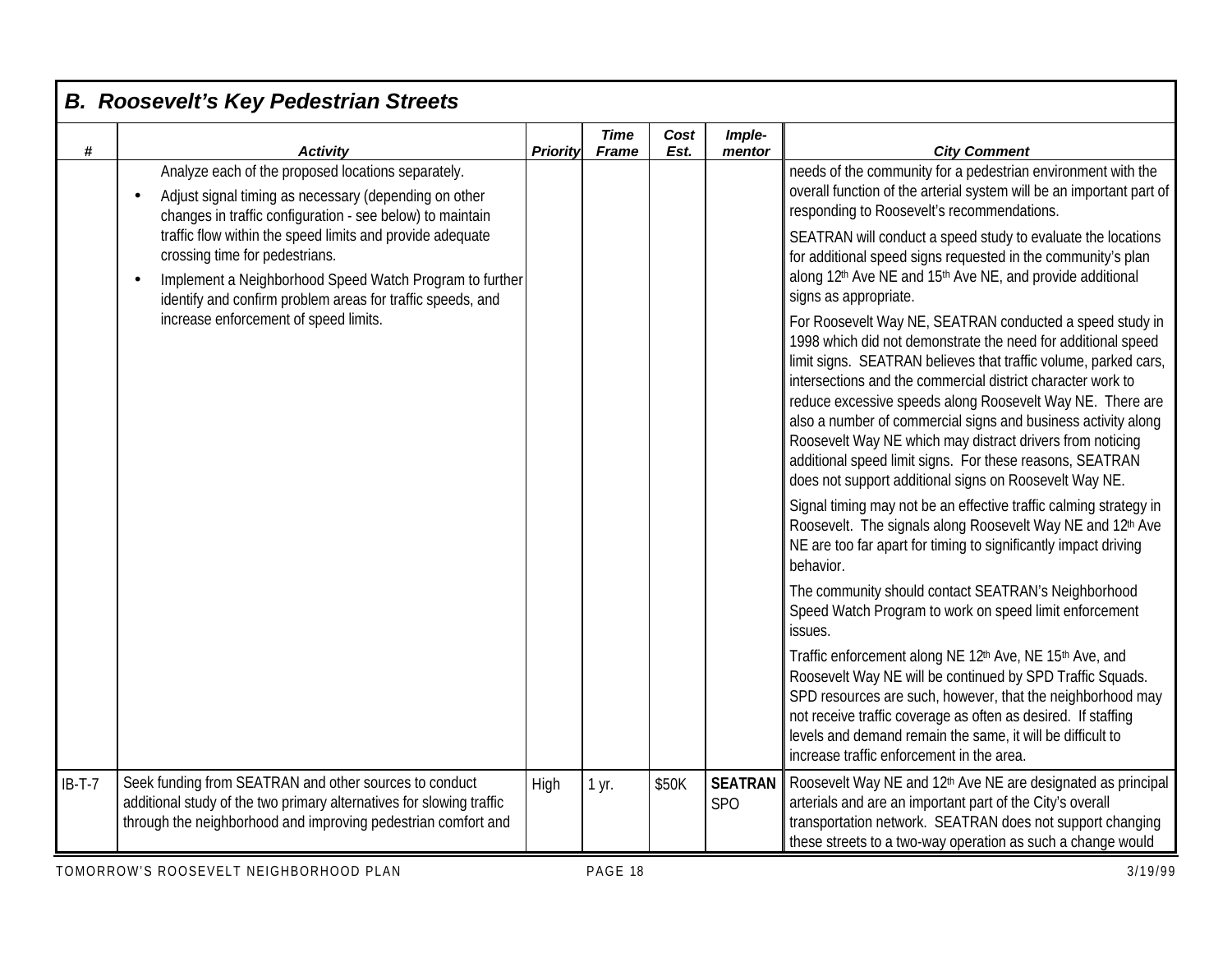## B. Roosevelt's Key Pedestrian Streets

| # | Activity | Priority | Time Frame | Cost Est. | Imple-mentor | City Comment |
|---|---|---|---|---|---|---|
| | Analyze each of the proposed locations separately.<br>• Adjust signal timing as necessary (depending on other changes in traffic configuration - see below) to maintain traffic flow within the speed limits and provide adequate crossing time for pedestrians.<br>• Implement a Neighborhood Speed Watch Program to further identify and confirm problem areas for traffic speeds, and increase enforcement of speed limits. | | | | | needs of the community for a pedestrian environment with the overall function of the arterial system will be an important part of responding to Roosevelt's recommendations.<br>SEATRAN will conduct a speed study to evaluate the locations for additional speed signs requested in the community's plan along 12th Ave NE and 15th Ave NE, and provide additional signs as appropriate.<br>For Roosevelt Way NE, SEATRAN conducted a speed study in 1998 which did not demonstrate the need for additional speed limit signs. SEATRAN believes that traffic volume, parked cars, intersections and the commercial district character work to reduce excessive speeds along Roosevelt Way NE. There are also a number of commercial signs and business activity along Roosevelt Way NE which may distract drivers from noticing additional speed limit signs. For these reasons, SEATRAN does not support additional signs on Roosevelt Way NE.<br>Signal timing may not be an effective traffic calming strategy in Roosevelt. The signals along Roosevelt Way NE and 12th Ave NE are too far apart for timing to significantly impact driving behavior.<br>The community should contact SEATRAN's Neighborhood Speed Watch Program to work on speed limit enforcement issues.<br>Traffic enforcement along NE 12th Ave, NE 15th Ave, and Roosevelt Way NE will be continued by SPD Traffic Squads. SPD resources are such, however, that the neighborhood may not receive traffic coverage as often as desired. If staffing levels and demand remain the same, it will be difficult to increase traffic enforcement in the area. |
| IB-T-7 | Seek funding from SEATRAN and other sources to conduct additional study of the two primary alternatives for slowing traffic through the neighborhood and improving pedestrian comfort and | High | 1 yr. | $50K | **SEATRAN**<br>SPO | Roosevelt Way NE and 12th Ave NE are designated as principal arterials and are an important part of the City's overall transportation network. SEATRAN does not support changing these streets to a two-way operation as such a change would |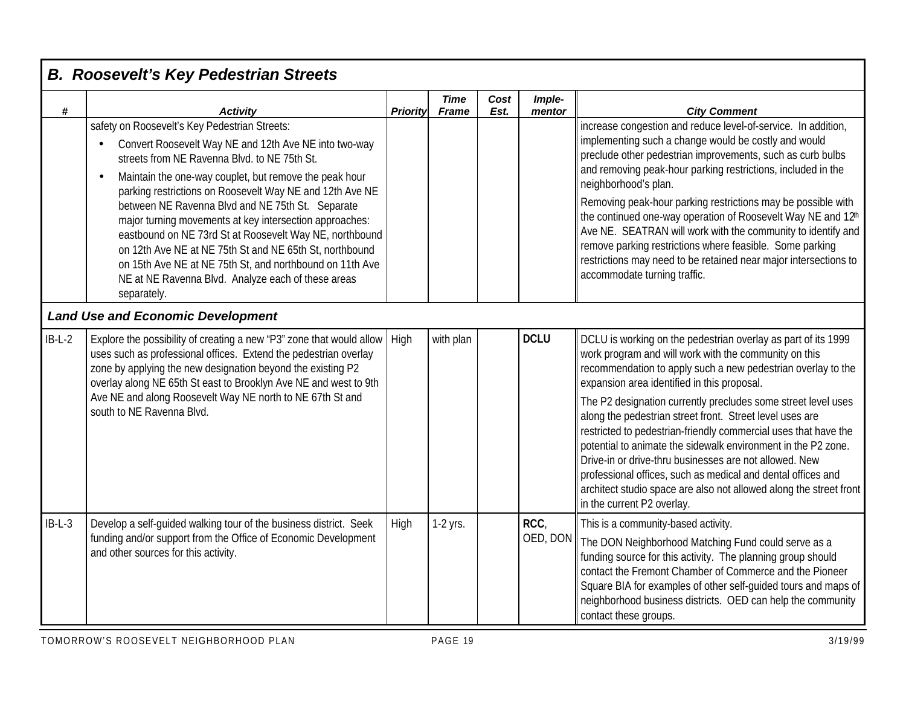## B. Roosevelt's Key Pedestrian Streets

| # | Activity | Priority | Time Frame | Cost Est. | Imple-mentor | City Comment |
|---|---|---|---|---|---|---|
| | safety on Roosevelt's Key Pedestrian Streets:<br>• Convert Roosevelt Way NE and 12th Ave NE into two-way streets from NE Ravenna Blvd. to NE 75th St.<br>• Maintain the one-way couplet, but remove the peak hour parking restrictions on Roosevelt Way NE and 12th Ave NE between NE Ravenna Blvd and NE 75th St. Separate major turning movements at key intersection approaches: eastbound on NE 73rd St at Roosevelt Way NE, northbound on 12th Ave NE at NE 75th St and NE 65th St, northbound on 15th Ave NE at NE 75th St, and northbound on 11th Ave NE at NE Ravenna Blvd. Analyze each of these areas separately. | | | | | increase congestion and reduce level-of-service. In addition, implementing such a change would be costly and would preclude other pedestrian improvements, such as curb bulbs and removing peak-hour parking restrictions, included in the neighborhood's plan.<br>Removing peak-hour parking restrictions may be possible with the continued one-way operation of Roosevelt Way NE and 12th Ave NE. SEATRAN will work with the community to identify and remove parking restrictions where feasible. Some parking restrictions may need to be retained near major intersections to accommodate turning traffic. |
| ***Land Use and Economic Development*** | | | | | | |
| IB-L-2 | Explore the possibility of creating a new "P3" zone that would allow uses such as professional offices. Extend the pedestrian overlay zone by applying the new designation beyond the existing P2 overlay along NE 65th St east to Brooklyn Ave NE and west to 9th Ave NE and along Roosevelt Way NE north to NE 67th St and south to NE Ravenna Blvd. | High | with plan | | **DCLU** | DCLU is working on the pedestrian overlay as part of its 1999 work program and will work with the community on this recommendation to apply such a new pedestrian overlay to the expansion area identified in this proposal.<br>The P2 designation currently precludes some street level uses along the pedestrian street front. Street level uses are restricted to pedestrian-friendly commercial uses that have the potential to animate the sidewalk environment in the P2 zone. Drive-in or drive-thru businesses are not allowed. New professional offices, such as medical and dental offices and architect studio space are also not allowed along the street front in the current P2 overlay. |
| IB-L-3 | Develop a self-guided walking tour of the business district. Seek funding and/or support from the Office of Economic Development and other sources for this activity. | High | 1-2 yrs. | | **RCC**, OED, DON | This is a community-based activity.<br>The DON Neighborhood Matching Fund could serve as a funding source for this activity. The planning group should contact the Fremont Chamber of Commerce and the Pioneer Square BIA for examples of other self-guided tours and maps of neighborhood business districts. OED can help the community contact these groups. |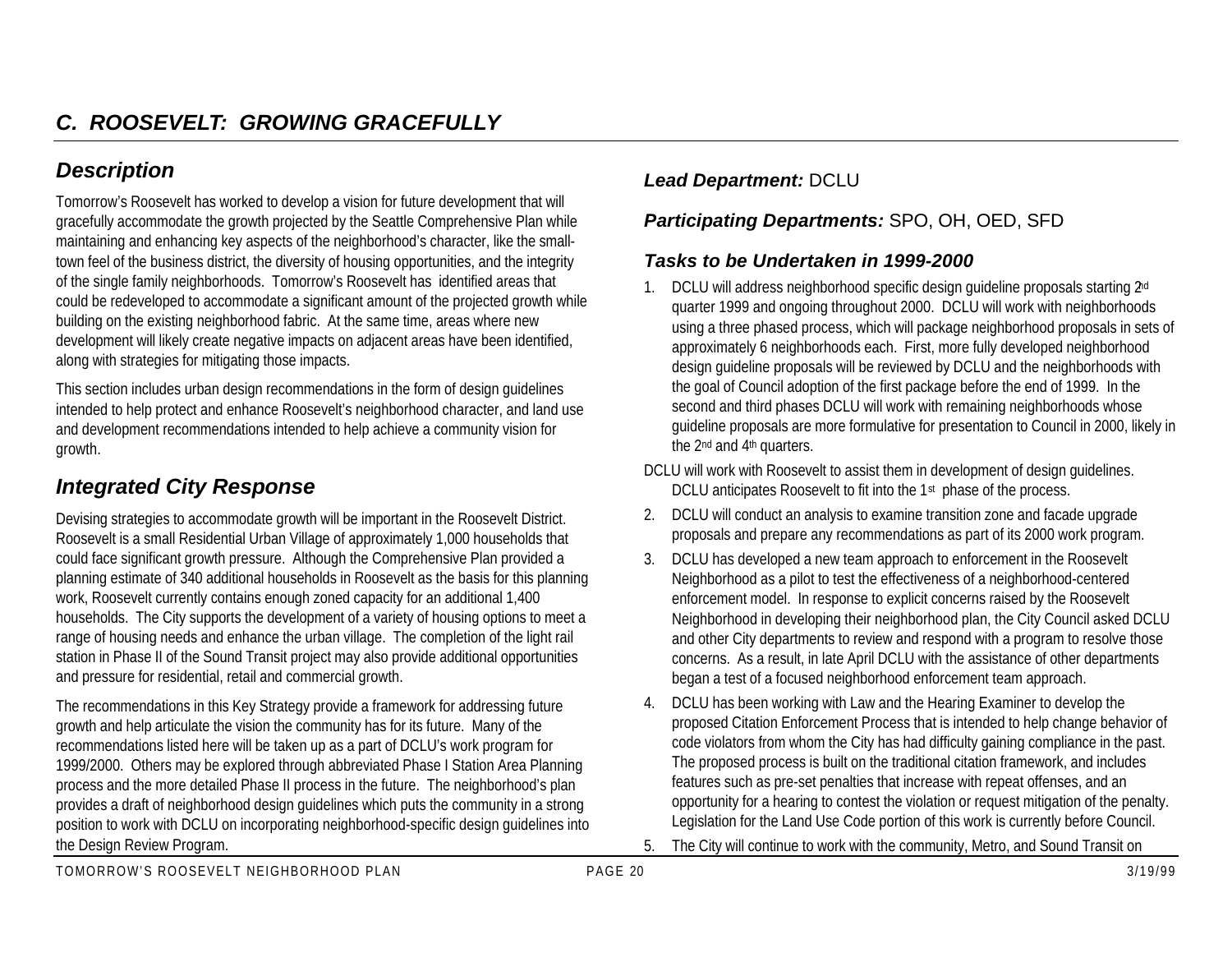## *C. ROOSEVELT: GROWING GRACEFULLY*

### *Description*

Tomorrow's Roosevelt has worked to develop a vision for future development that will gracefully accommodate the growth projected by the Seattle Comprehensive Plan while maintaining and enhancing key aspects of the neighborhood's character, like the small-town feel of the business district, the diversity of housing opportunities, and the integrity of the single family neighborhoods. Tomorrow's Roosevelt has identified areas that could be redeveloped to accommodate a significant amount of the projected growth while building on the existing neighborhood fabric. At the same time, areas where new development will likely create negative impacts on adjacent areas have been identified, along with strategies for mitigating those impacts.

This section includes urban design recommendations in the form of design guidelines intended to help protect and enhance Roosevelt's neighborhood character, and land use and development recommendations intended to help achieve a community vision for growth.

### *Integrated City Response*

Devising strategies to accommodate growth will be important in the Roosevelt District. Roosevelt is a small Residential Urban Village of approximately 1,000 households that could face significant growth pressure. Although the Comprehensive Plan provided a planning estimate of 340 additional households in Roosevelt as the basis for this planning work, Roosevelt currently contains enough zoned capacity for an additional 1,400 households. The City supports the development of a variety of housing options to meet a range of housing needs and enhance the urban village. The completion of the light rail station in Phase II of the Sound Transit project may also provide additional opportunities and pressure for residential, retail and commercial growth.

The recommendations in this Key Strategy provide a framework for addressing future growth and help articulate the vision the community has for its future. Many of the recommendations listed here will be taken up as a part of DCLU's work program for 1999/2000. Others may be explored through abbreviated Phase I Station Area Planning process and the more detailed Phase II process in the future. The neighborhood's plan provides a draft of neighborhood design guidelines which puts the community in a strong position to work with DCLU on incorporating neighborhood-specific design guidelines into the Design Review Program.

### *Lead Department:* DCLU

### *Participating Departments:* SPO, OH, OED, SFD

### *Tasks to be Undertaken in 1999-2000*

1. DCLU will address neighborhood specific design guideline proposals starting 2nd quarter 1999 and ongoing throughout 2000. DCLU will work with neighborhoods using a three phased process, which will package neighborhood proposals in sets of approximately 6 neighborhoods each. First, more fully developed neighborhood design guideline proposals will be reviewed by DCLU and the neighborhoods with the goal of Council adoption of the first package before the end of 1999. In the second and third phases DCLU will work with remaining neighborhoods whose guideline proposals are more formulative for presentation to Council in 2000, likely in the 2nd and 4th quarters.

DCLU will work with Roosevelt to assist them in development of design guidelines. DCLU anticipates Roosevelt to fit into the 1st phase of the process.

2. DCLU will conduct an analysis to examine transition zone and facade upgrade proposals and prepare any recommendations as part of its 2000 work program.
3. DCLU has developed a new team approach to enforcement in the Roosevelt Neighborhood as a pilot to test the effectiveness of a neighborhood-centered enforcement model. In response to explicit concerns raised by the Roosevelt Neighborhood in developing their neighborhood plan, the City Council asked DCLU and other City departments to review and respond with a program to resolve those concerns. As a result, in late April DCLU with the assistance of other departments began a test of a focused neighborhood enforcement team approach.
4. DCLU has been working with Law and the Hearing Examiner to develop the proposed Citation Enforcement Process that is intended to help change behavior of code violators from whom the City has had difficulty gaining compliance in the past. The proposed process is built on the traditional citation framework, and includes features such as pre-set penalties that increase with repeat offenses, and an opportunity for a hearing to contest the violation or request mitigation of the penalty. Legislation for the Land Use Code portion of this work is currently before Council.
5. The City will continue to work with the community, Metro, and Sound Transit on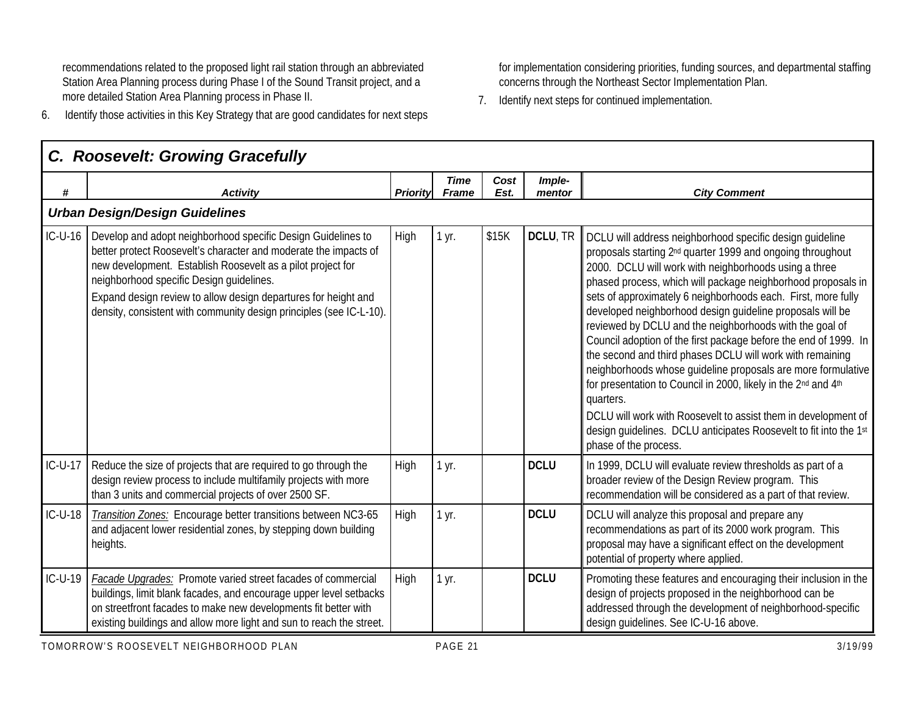recommendations related to the proposed light rail station through an abbreviated Station Area Planning process during Phase I of the Sound Transit project, and a more detailed Station Area Planning process in Phase II.

6. Identify those activities in this Key Strategy that are good candidates for next steps for implementation considering priorities, funding sources, and departmental staffing concerns through the Northeast Sector Implementation Plan.

7. Identify next steps for continued implementation.

## C. Roosevelt: Growing Gracefully

| # | Activity | Priority | Time Frame | Cost Est. | Imple-mentor | City Comment |
|---|---|---|---|---|---|---|
| ***Urban Design/Design Guidelines*** | | | | | | |
| IC-U-16 | Develop and adopt neighborhood specific Design Guidelines to better protect Roosevelt's character and moderate the impacts of new development. Establish Roosevelt as a pilot project for neighborhood specific Design guidelines.<br>Expand design review to allow design departures for height and density, consistent with community design principles (see IC-L-10). | High | 1 yr. | $15K | **DCLU**, TR | DCLU will address neighborhood specific design guideline proposals starting 2nd quarter 1999 and ongoing throughout 2000. DCLU will work with neighborhoods using a three phased process, which will package neighborhood proposals in sets of approximately 6 neighborhoods each. First, more fully developed neighborhood design guideline proposals will be reviewed by DCLU and the neighborhoods with the goal of Council adoption of the first package before the end of 1999. In the second and third phases DCLU will work with remaining neighborhoods whose guideline proposals are more formulative for presentation to Council in 2000, likely in the 2nd and 4th quarters.<br>DCLU will work with Roosevelt to assist them in development of design guidelines. DCLU anticipates Roosevelt to fit into the 1st phase of the process. |
| IC-U-17 | Reduce the size of projects that are required to go through the design review process to include multifamily projects with more than 3 units and commercial projects of over 2500 SF. | High | 1 yr. | | **DCLU** | In 1999, DCLU will evaluate review thresholds as part of a broader review of the Design Review program. This recommendation will be considered as a part of that review. |
| IC-U-18 | *Transition Zones:* Encourage better transitions between NC3-65 and adjacent lower residential zones, by stepping down building heights. | High | 1 yr. | | **DCLU** | DCLU will analyze this proposal and prepare any recommendations as part of its 2000 work program. This proposal may have a significant effect on the development potential of property where applied. |
| IC-U-19 | *Facade Upgrades:* Promote varied street facades of commercial buildings, limit blank facades, and encourage upper level setbacks on streetfront facades to make new developments fit better with existing buildings and allow more light and sun to reach the street. | High | 1 yr. | | **DCLU** | Promoting these features and encouraging their inclusion in the design of projects proposed in the neighborhood can be addressed through the development of neighborhood-specific design guidelines. See IC-U-16 above. |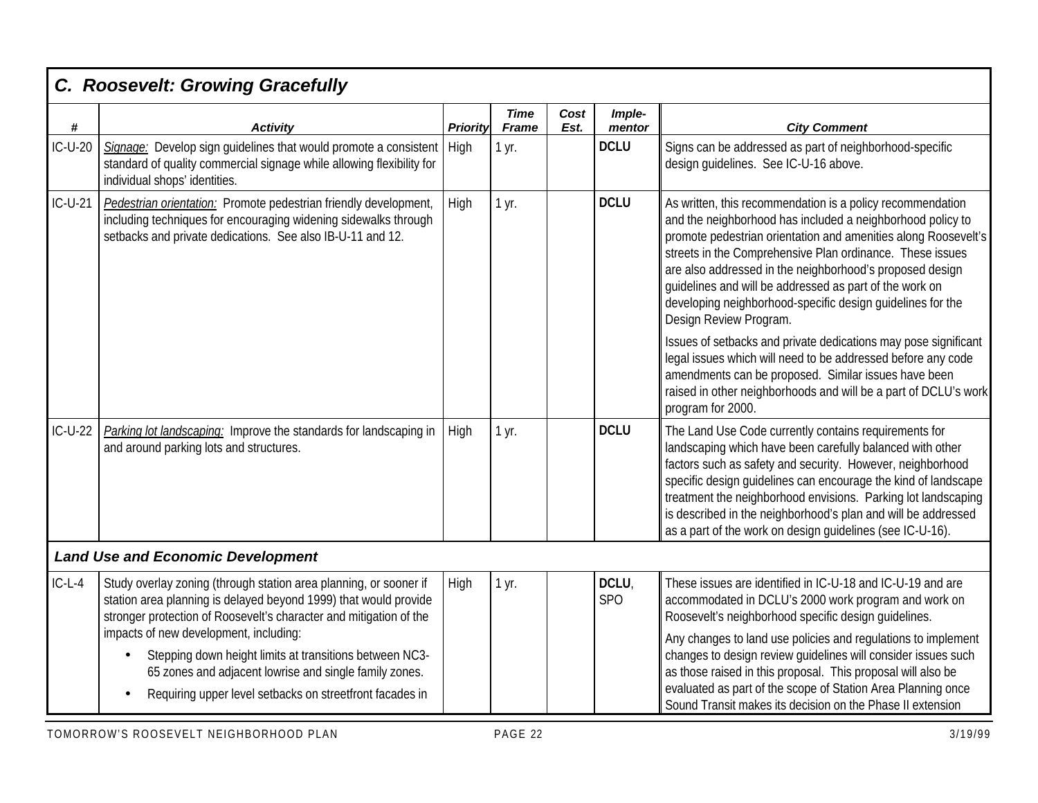## C. Roosevelt: Growing Gracefully

| # | Activity | Priority | Time Frame | Cost Est. | Imple-mentor | City Comment |
|---|---|---|---|---|---|---|
| IC-U-20 | *Signage:* Develop sign guidelines that would promote a consistent standard of quality commercial signage while allowing flexibility for individual shops' identities. | High | 1 yr. | | **DCLU** | Signs can be addressed as part of neighborhood-specific design guidelines. See IC-U-16 above. |
| IC-U-21 | *Pedestrian orientation:* Promote pedestrian friendly development, including techniques for encouraging widening sidewalks through setbacks and private dedications. See also IB-U-11 and 12. | High | 1 yr. | | **DCLU** | As written, this recommendation is a policy recommendation and the neighborhood has included a neighborhood policy to promote pedestrian orientation and amenities along Roosevelt's streets in the Comprehensive Plan ordinance. These issues are also addressed in the neighborhood's proposed design guidelines and will be addressed as part of the work on developing neighborhood-specific design guidelines for the Design Review Program.<br><br>Issues of setbacks and private dedications may pose significant legal issues which will need to be addressed before any code amendments can be proposed. Similar issues have been raised in other neighborhoods and will be a part of DCLU's work program for 2000. |
| IC-U-22 | *Parking lot landscaping:* Improve the standards for landscaping in and around parking lots and structures. | High | 1 yr. | | **DCLU** | The Land Use Code currently contains requirements for landscaping which have been carefully balanced with other factors such as safety and security. However, neighborhood specific design guidelines can encourage the kind of landscape treatment the neighborhood envisions. Parking lot landscaping is described in the neighborhood's plan and will be addressed as a part of the work on design guidelines (see IC-U-16). |
| ***Land Use and Economic Development*** | | | | | | |
| IC-L-4 | Study overlay zoning (through station area planning, or sooner if station area planning is delayed beyond 1999) that would provide stronger protection of Roosevelt's character and mitigation of the impacts of new development, including:<br>• Stepping down height limits at transitions between NC3-65 zones and adjacent lowrise and single family zones.<br>• Requiring upper level setbacks on streetfront facades in | High | 1 yr. | | **DCLU**, SPO | These issues are identified in IC-U-18 and IC-U-19 and are accommodated in DCLU's 2000 work program and work on Roosevelt's neighborhood specific design guidelines.<br><br>Any changes to land use policies and regulations to implement changes to design review guidelines will consider issues such as those raised in this proposal. This proposal will also be evaluated as part of the scope of Station Area Planning once Sound Transit makes its decision on the Phase II extension |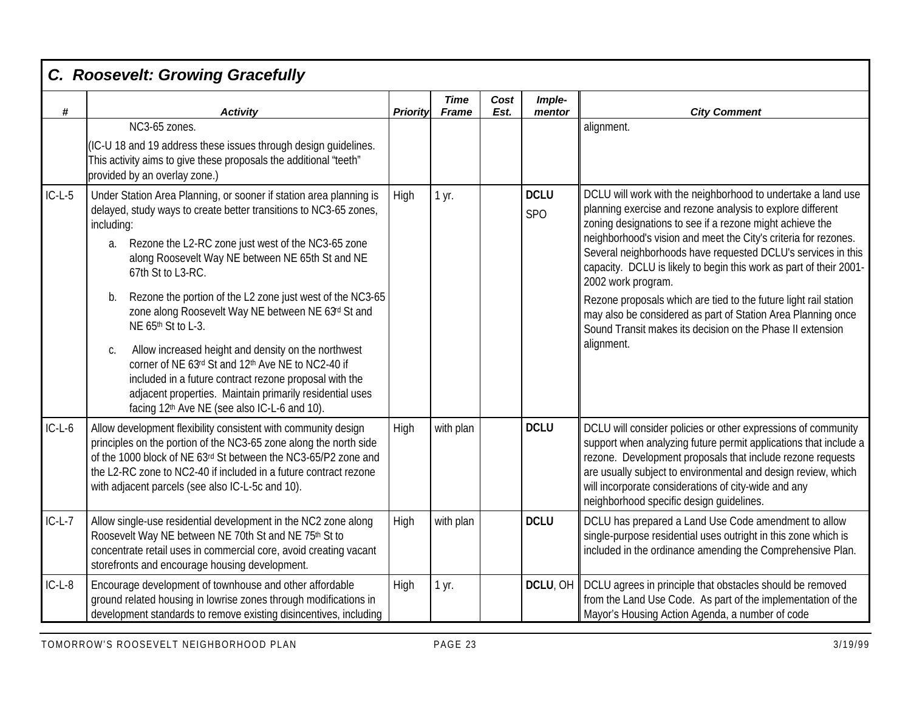## C. Roosevelt: Growing Gracefully

| # | Activity | Priority | Time Frame | Cost Est. | Imple-mentor | City Comment |
|---|---|---|---|---|---|---|
| | NC3-65 zones.<br>(IC-U 18 and 19 address these issues through design guidelines. This activity aims to give these proposals the additional "teeth" provided by an overlay zone.) | | | | | alignment. |
| IC-L-5 | Under Station Area Planning, or sooner if station area planning is delayed, study ways to create better transitions to NC3-65 zones, including:<br>a. Rezone the L2-RC zone just west of the NC3-65 zone along Roosevelt Way NE between NE 65th St and NE 67th St to L3-RC.<br>b. Rezone the portion of the L2 zone just west of the NC3-65 zone along Roosevelt Way NE between NE 63rd St and NE 65th St to L-3.<br>c. Allow increased height and density on the northwest corner of NE 63rd St and 12th Ave NE to NC2-40 if included in a future contract rezone proposal with the adjacent properties. Maintain primarily residential uses facing 12th Ave NE (see also IC-L-6 and 10). | High | 1 yr. | | **DCLU**<br>SPO | DCLU will work with the neighborhood to undertake a land use planning exercise and rezone analysis to explore different zoning designations to see if a rezone might achieve the neighborhood's vision and meet the City's criteria for rezones. Several neighborhoods have requested DCLU's services in this capacity. DCLU is likely to begin this work as part of their 2001-2002 work program.<br>Rezone proposals which are tied to the future light rail station may also be considered as part of Station Area Planning once Sound Transit makes its decision on the Phase II extension alignment. |
| IC-L-6 | Allow development flexibility consistent with community design principles on the portion of the NC3-65 zone along the north side of the 1000 block of NE 63rd St between the NC3-65/P2 zone and the L2-RC zone to NC2-40 if included in a future contract rezone with adjacent parcels (see also IC-L-5c and 10). | High | with plan | | **DCLU** | DCLU will consider policies or other expressions of community support when analyzing future permit applications that include a rezone. Development proposals that include rezone requests are usually subject to environmental and design review, which will incorporate considerations of city-wide and any neighborhood specific design guidelines. |
| IC-L-7 | Allow single-use residential development in the NC2 zone along Roosevelt Way NE between NE 70th St and NE 75th St to concentrate retail uses in commercial core, avoid creating vacant storefronts and encourage housing development. | High | with plan | | **DCLU** | DCLU has prepared a Land Use Code amendment to allow single-purpose residential uses outright in this zone which is included in the ordinance amending the Comprehensive Plan. |
| IC-L-8 | Encourage development of townhouse and other affordable ground related housing in lowrise zones through modifications in development standards to remove existing disincentives, including | High | 1 yr. | | **DCLU**, OH | DCLU agrees in principle that obstacles should be removed from the Land Use Code. As part of the implementation of the Mayor's Housing Action Agenda, a number of code |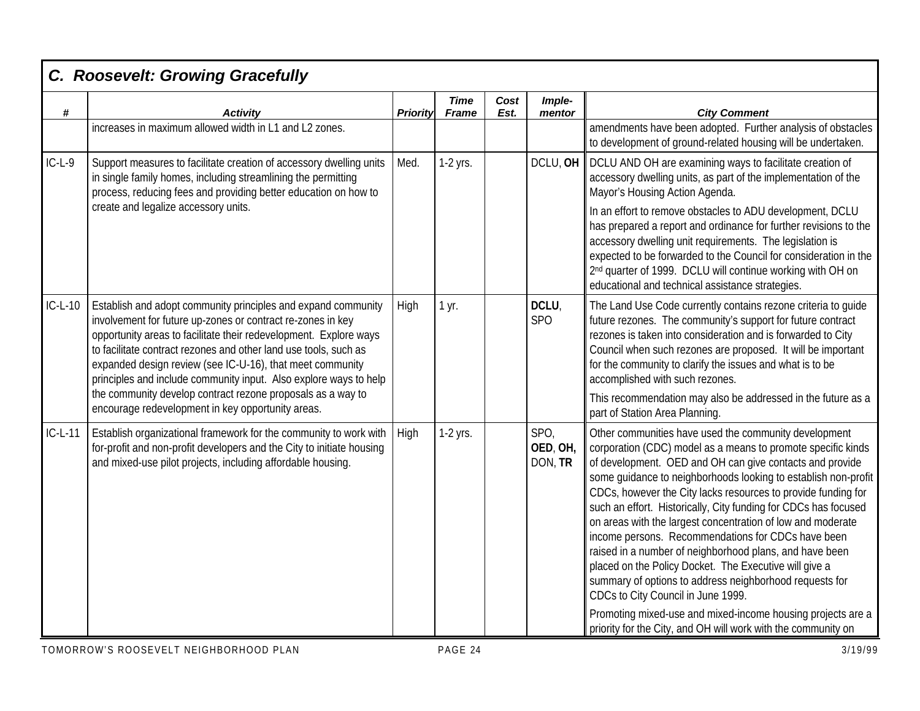## C. Roosevelt: Growing Gracefully

| # | Activity | Priority | Time Frame | Cost Est. | Imple-mentor | City Comment |
|---|---|---|---|---|---|---|
| | increases in maximum allowed width in L1 and L2 zones. | | | | | amendments have been adopted. Further analysis of obstacles to development of ground-related housing will be undertaken. |
| IC-L-9 | Support measures to facilitate creation of accessory dwelling units in single family homes, including streamlining the permitting process, reducing fees and providing better education on how to create and legalize accessory units. | Med. | 1-2 yrs. | | DCLU, **OH** | DCLU AND OH are examining ways to facilitate creation of accessory dwelling units, as part of the implementation of the Mayor's Housing Action Agenda.<br><br>In an effort to remove obstacles to ADU development, DCLU has prepared a report and ordinance for further revisions to the accessory dwelling unit requirements. The legislation is expected to be forwarded to the Council for consideration in the 2nd quarter of 1999. DCLU will continue working with OH on educational and technical assistance strategies. |
| IC-L-10 | Establish and adopt community principles and expand community involvement for future up-zones or contract re-zones in key opportunity areas to facilitate their redevelopment. Explore ways to facilitate contract rezones and other land use tools, such as expanded design review (see IC-U-16), that meet community principles and include community input. Also explore ways to help the community develop contract rezone proposals as a way to encourage redevelopment in key opportunity areas. | High | 1 yr. | | **DCLU**, SPO | The Land Use Code currently contains rezone criteria to guide future rezones. The community's support for future contract rezones is taken into consideration and is forwarded to City Council when such rezones are proposed. It will be important for the community to clarify the issues and what is to be accomplished with such rezones.<br><br>This recommendation may also be addressed in the future as a part of Station Area Planning. |
| IC-L-11 | Establish organizational framework for the community to work with for-profit and non-profit developers and the City to initiate housing and mixed-use pilot projects, including affordable housing. | High | 1-2 yrs. | | SPO, **OED**, **OH**, DON, **TR** | Other communities have used the community development corporation (CDC) model as a means to promote specific kinds of development. OED and OH can give contacts and provide some guidance to neighborhoods looking to establish non-profit CDCs, however the City lacks resources to provide funding for such an effort. Historically, City funding for CDCs has focused on areas with the largest concentration of low and moderate income persons. Recommendations for CDCs have been raised in a number of neighborhood plans, and have been placed on the Policy Docket. The Executive will give a summary of options to address neighborhood requests for CDCs to City Council in June 1999.<br><br>Promoting mixed-use and mixed-income housing projects are a priority for the City, and OH will work with the community on |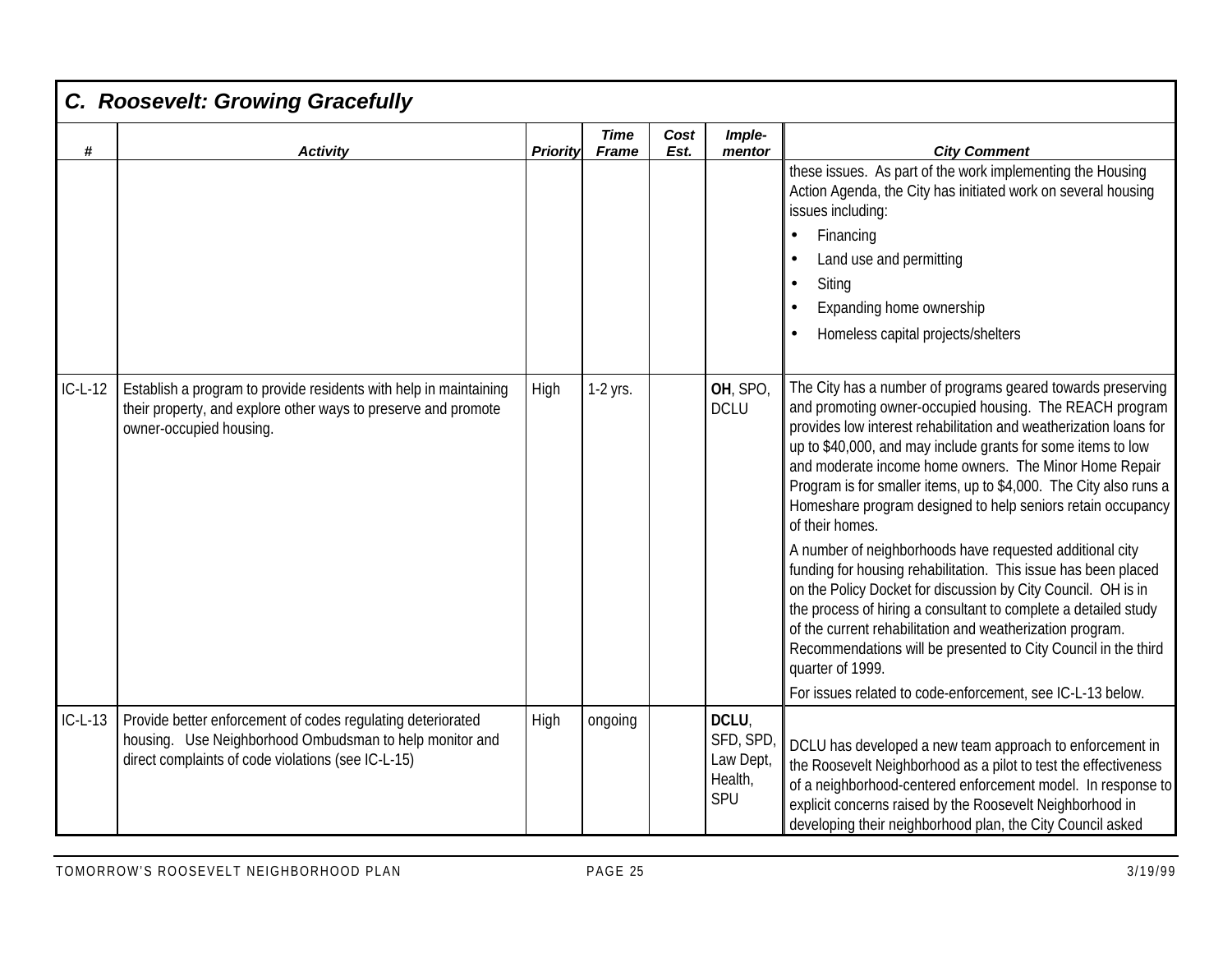## C. Roosevelt: Growing Gracefully

| # | Activity | Priority | Time Frame | Cost Est. | Imple-mentor | City Comment |
|---|---|---|---|---|---|---|
| | | | | | | these issues. As part of the work implementing the Housing Action Agenda, the City has initiated work on several housing issues including: • Financing • Land use and permitting • Siting • Expanding home ownership • Homeless capital projects/shelters |
| IC-L-12 | Establish a program to provide residents with help in maintaining their property, and explore other ways to preserve and promote owner-occupied housing. | High | 1-2 yrs. | | **OH**, SPO, DCLU | The City has a number of programs geared towards preserving and promoting owner-occupied housing. The REACH program provides low interest rehabilitation and weatherization loans for up to $40,000, and may include grants for some items to low and moderate income home owners. The Minor Home Repair Program is for smaller items, up to $4,000. The City also runs a Homeshare program designed to help seniors retain occupancy of their homes. A number of neighborhoods have requested additional city funding for housing rehabilitation. This issue has been placed on the Policy Docket for discussion by City Council. OH is in the process of hiring a consultant to complete a detailed study of the current rehabilitation and weatherization program. Recommendations will be presented to City Council in the third quarter of 1999. For issues related to code-enforcement, see IC-L-13 below. |
| IC-L-13 | Provide better enforcement of codes regulating deteriorated housing. Use Neighborhood Ombudsman to help monitor and direct complaints of code violations (see IC-L-15) | High | ongoing | | **DCLU**, SFD, SPD, Law Dept, Health, SPU | DCLU has developed a new team approach to enforcement in the Roosevelt Neighborhood as a pilot to test the effectiveness of a neighborhood-centered enforcement model. In response to explicit concerns raised by the Roosevelt Neighborhood in developing their neighborhood plan, the City Council asked |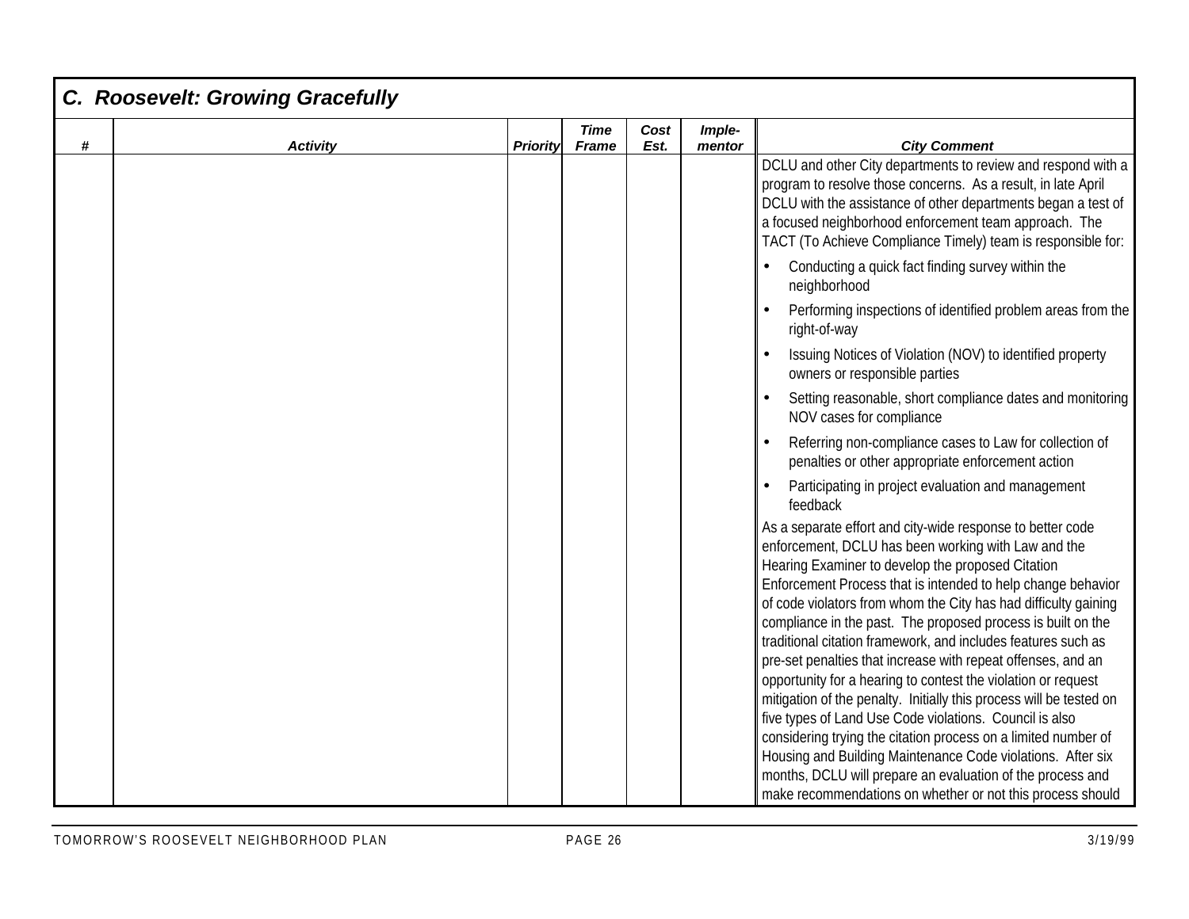## C. Roosevelt: Growing Gracefully

| # | Activity | Priority | Time Frame | Cost Est. | Imple-mentor | City Comment |
|---|---|---|---|---|---|---|
| | | | | | | DCLU and other City departments to review and respond with a program to resolve those concerns. As a result, in late April DCLU with the assistance of other departments began a test of a focused neighborhood enforcement team approach. The TACT (To Achieve Compliance Timely) team is responsible for:<br>• Conducting a quick fact finding survey within the neighborhood<br>• Performing inspections of identified problem areas from the right-of-way<br>• Issuing Notices of Violation (NOV) to identified property owners or responsible parties<br>• Setting reasonable, short compliance dates and monitoring NOV cases for compliance<br>• Referring non-compliance cases to Law for collection of penalties or other appropriate enforcement action<br>• Participating in project evaluation and management feedback<br>As a separate effort and city-wide response to better code enforcement, DCLU has been working with Law and the Hearing Examiner to develop the proposed Citation Enforcement Process that is intended to help change behavior of code violators from whom the City has had difficulty gaining compliance in the past. The proposed process is built on the traditional citation framework, and includes features such as pre-set penalties that increase with repeat offenses, and an opportunity for a hearing to contest the violation or request mitigation of the penalty. Initially this process will be tested on five types of Land Use Code violations. Council is also considering trying the citation process on a limited number of Housing and Building Maintenance Code violations. After six months, DCLU will prepare an evaluation of the process and make recommendations on whether or not this process should |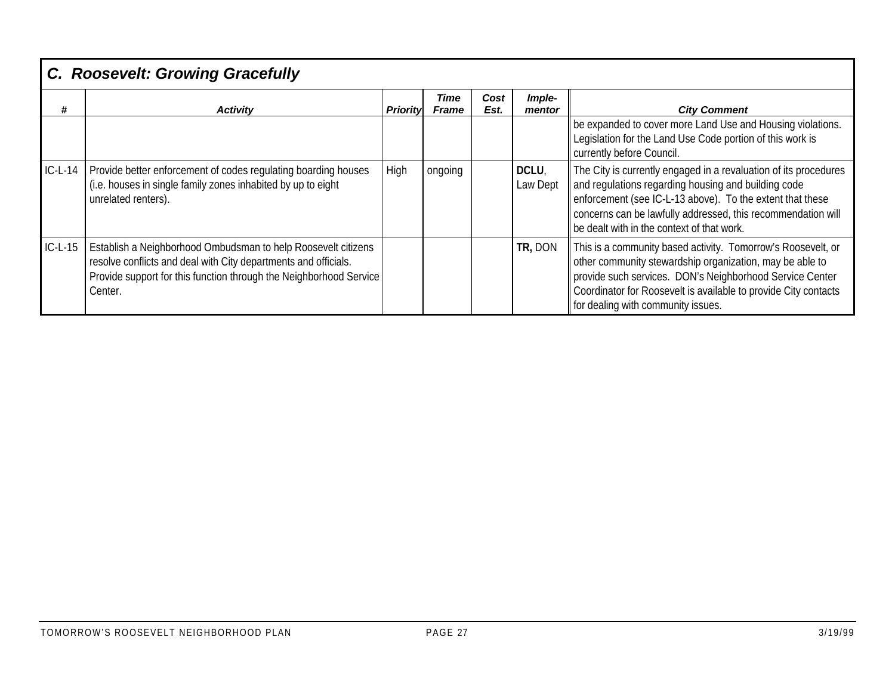## C. Roosevelt: Growing Gracefully

| # | Activity | Priority | Time Frame | Cost Est. | Imple-mentor | City Comment |
|---|---|---|---|---|---|---|
| | | | | | | be expanded to cover more Land Use and Housing violations. Legislation for the Land Use Code portion of this work is currently before Council. |
| IC-L-14 | Provide better enforcement of codes regulating boarding houses (i.e. houses in single family zones inhabited by up to eight unrelated renters). | High | ongoing | | **DCLU**, Law Dept | The City is currently engaged in a revaluation of its procedures and regulations regarding housing and building code enforcement (see IC-L-13 above). To the extent that these concerns can be lawfully addressed, this recommendation will be dealt with in the context of that work. |
| IC-L-15 | Establish a Neighborhood Ombudsman to help Roosevelt citizens resolve conflicts and deal with City departments and officials. Provide support for this function through the Neighborhood Service Center. | | | | **TR,** DON | This is a community based activity. Tomorrow's Roosevelt, or other community stewardship organization, may be able to provide such services. DON's Neighborhood Service Center Coordinator for Roosevelt is available to provide City contacts for dealing with community issues. |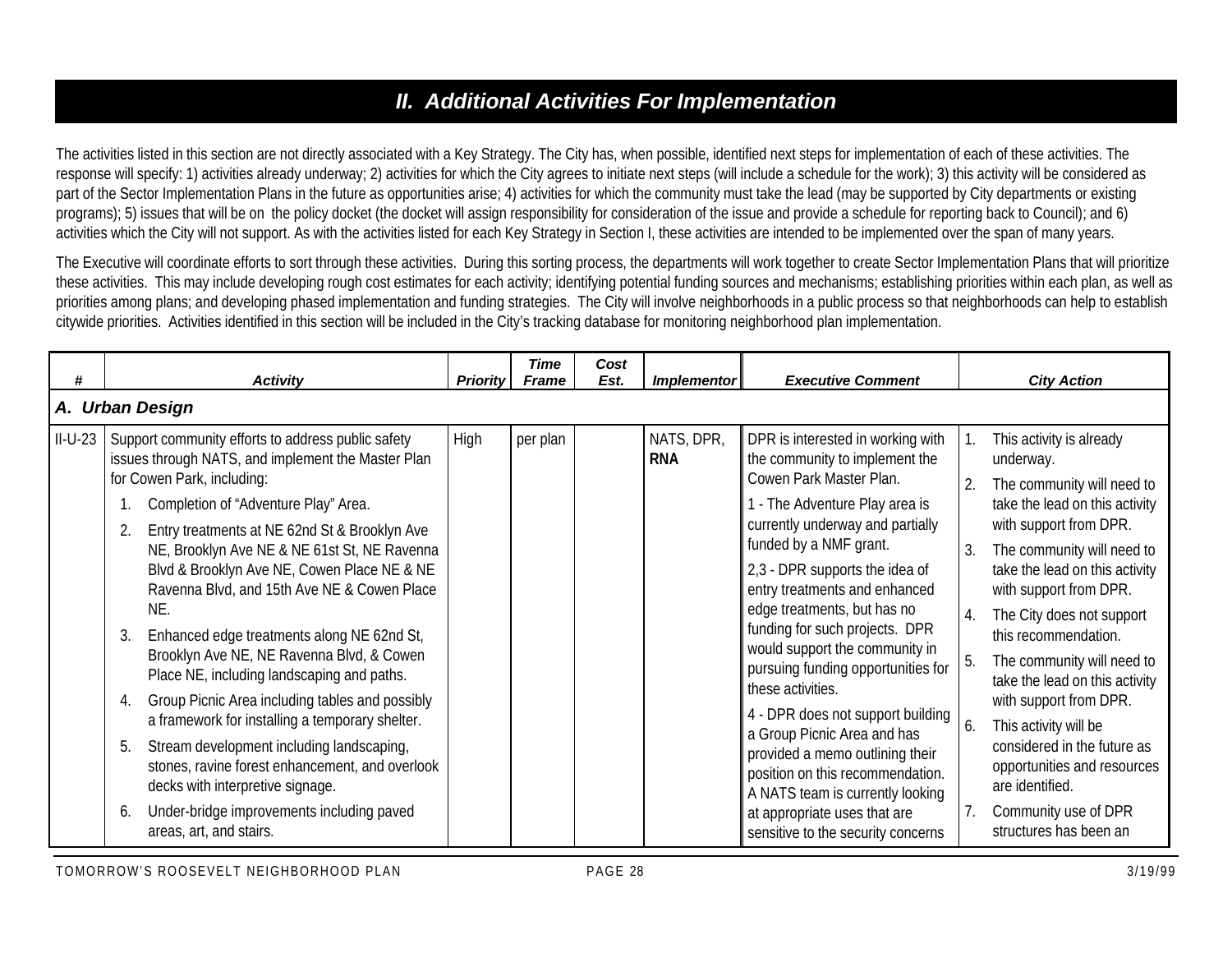## II. Additional Activities For Implementation

The activities listed in this section are not directly associated with a Key Strategy. The City has, when possible, identified next steps for implementation of each of these activities. The response will specify: 1) activities already underway; 2) activities for which the City agrees to initiate next steps (will include a schedule for the work); 3) this activity will be considered as part of the Sector Implementation Plans in the future as opportunities arise; 4) activities for which the community must take the lead (may be supported by City departments or existing programs); 5) issues that will be on the policy docket (the docket will assign responsibility for consideration of the issue and provide a schedule for reporting back to Council); and 6) activities which the City will not support. As with the activities listed for each Key Strategy in Section I, these activities are intended to be implemented over the span of many years.

The Executive will coordinate efforts to sort through these activities. During this sorting process, the departments will work together to create Sector Implementation Plans that will prioritize these activities. This may include developing rough cost estimates for each activity; identifying potential funding sources and mechanisms; establishing priorities within each plan, as well as priorities among plans; and developing phased implementation and funding strategies. The City will involve neighborhoods in a public process so that neighborhoods can help to establish citywide priorities. Activities identified in this section will be included in the City's tracking database for monitoring neighborhood plan implementation.

| # | *Activity* | *Priority* | *Time Frame* | *Cost Est.* | *Implementor* | *Executive Comment* | *City Action* |
|---|---|---|---|---|---|---|---|
| ***A. Urban Design*** | | | | | | | |
| II-U-23 | Support community efforts to address public safety issues through NATS, and implement the Master Plan for Cowen Park, including:<br>1. Completion of "Adventure Play" Area.<br>2. Entry treatments at NE 62nd St & Brooklyn Ave NE, Brooklyn Ave NE & NE 61st St, NE Ravenna Blvd & Brooklyn Ave NE, Cowen Place NE & NE Ravenna Blvd, and 15th Ave NE & Cowen Place NE.<br>3. Enhanced edge treatments along NE 62nd St, Brooklyn Ave NE, NE Ravenna Blvd, & Cowen Place NE, including landscaping and paths.<br>4. Group Picnic Area including tables and possibly a framework for installing a temporary shelter.<br>5. Stream development including landscaping, stones, ravine forest enhancement, and overlook decks with interpretive signage.<br>6. Under-bridge improvements including paved areas, art, and stairs. | High | per plan | | NATS, DPR, **RNA** | DPR is interested in working with the community to implement the Cowen Park Master Plan.<br>1 - The Adventure Play area is currently underway and partially funded by a NMF grant.<br>2,3 - DPR supports the idea of entry treatments and enhanced edge treatments, but has no funding for such projects. DPR would support the community in pursuing funding opportunities for these activities.<br>4 - DPR does not support building a Group Picnic Area and has provided a memo outlining their position on this recommendation. A NATS team is currently looking at appropriate uses that are sensitive to the security concerns | 1. This activity is already underway.<br>2. The community will need to take the lead on this activity with support from DPR.<br>3. The community will need to take the lead on this activity with support from DPR.<br>4. The City does not support this recommendation.<br>5. The community will need to take the lead on this activity with support from DPR.<br>6. This activity will be considered in the future as opportunities and resources are identified.<br>7. Community use of DPR structures has been an |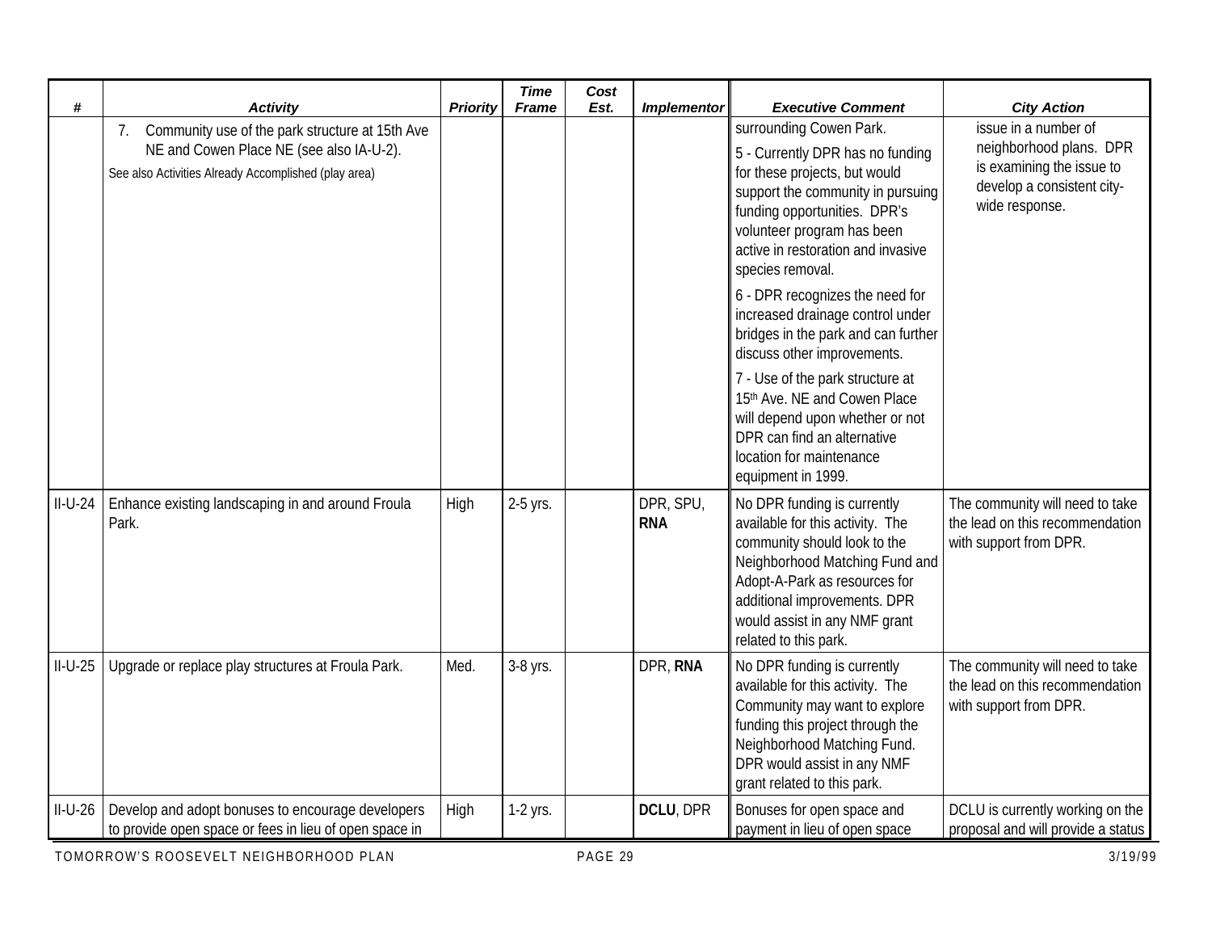| # | Activity | Priority | Time Frame | Cost Est. | Implementor | Executive Comment | City Action |
|---|---|---|---|---|---|---|---|
| | 7. Community use of the park structure at 15th Ave NE and Cowen Place NE (see also IA-U-2).<br>See also Activities Already Accomplished (play area) | | | | | surrounding Cowen Park.<br>5 - Currently DPR has no funding for these projects, but would support the community in pursuing funding opportunities. DPR's volunteer program has been active in restoration and invasive species removal.<br>6 - DPR recognizes the need for increased drainage control under bridges in the park and can further discuss other improvements.<br>7 - Use of the park structure at 15th Ave. NE and Cowen Place will depend upon whether or not DPR can find an alternative location for maintenance equipment in 1999. | issue in a number of neighborhood plans. DPR is examining the issue to develop a consistent city-wide response. |
| II-U-24 | Enhance existing landscaping in and around Froula Park. | High | 2-5 yrs. | | DPR, SPU, **RNA** | No DPR funding is currently available for this activity. The community should look to the Neighborhood Matching Fund and Adopt-A-Park as resources for additional improvements. DPR would assist in any NMF grant related to this park. | The community will need to take the lead on this recommendation with support from DPR. |
| II-U-25 | Upgrade or replace play structures at Froula Park. | Med. | 3-8 yrs. | | DPR, **RNA** | No DPR funding is currently available for this activity. The Community may want to explore funding this project through the Neighborhood Matching Fund. DPR would assist in any NMF grant related to this park. | The community will need to take the lead on this recommendation with support from DPR. |
| II-U-26 | Develop and adopt bonuses to encourage developers to provide open space or fees in lieu of open space in | High | 1-2 yrs. | | **DCLU**, DPR | Bonuses for open space and payment in lieu of open space | DCLU is currently working on the proposal and will provide a status |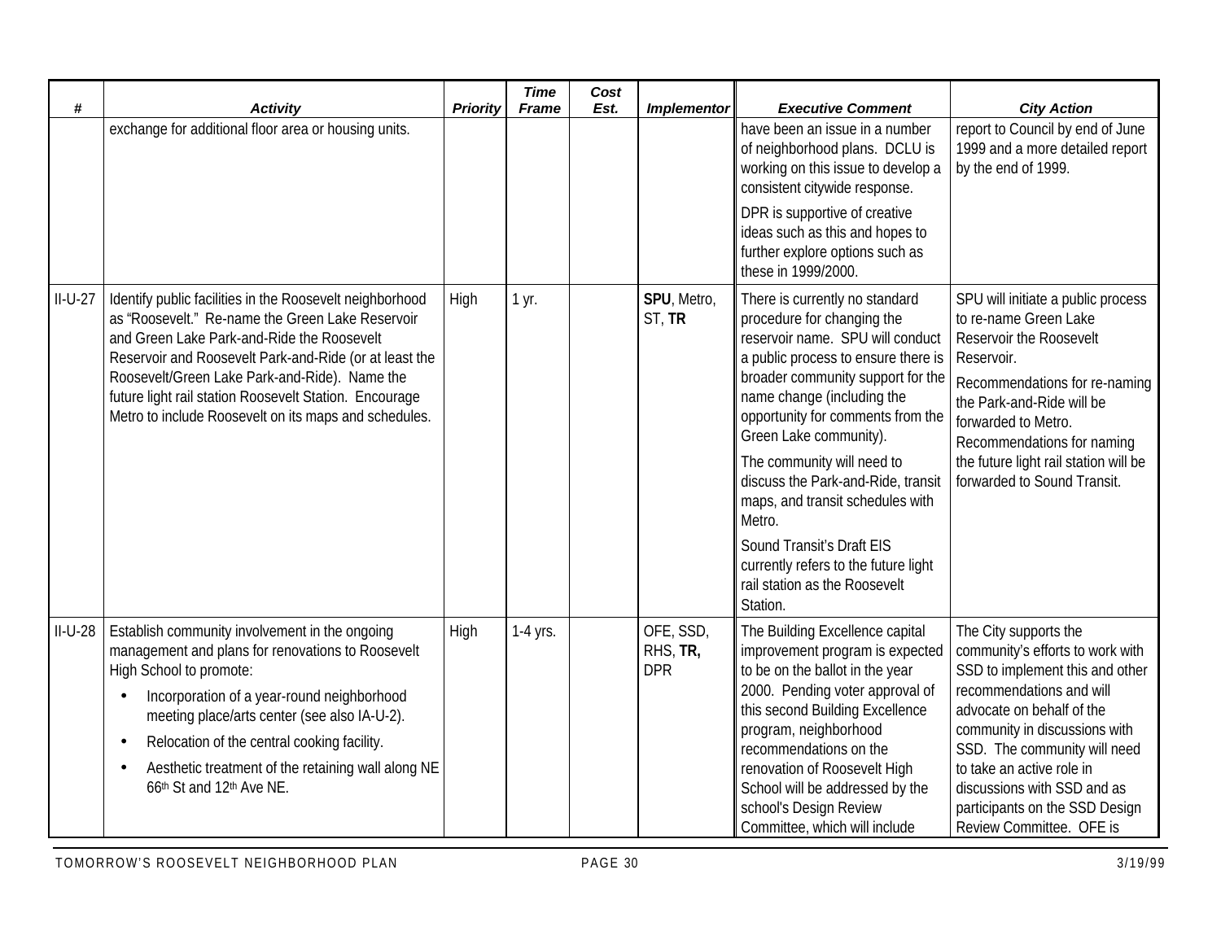| # | Activity | Priority | Time Frame | Cost Est. | Implementor | Executive Comment | City Action |
|---|---|---|---|---|---|---|---|
| | exchange for additional floor area or housing units. | | | | | have been an issue in a number of neighborhood plans. DCLU is working on this issue to develop a consistent citywide response.<br><br>DPR is supportive of creative ideas such as this and hopes to further explore options such as these in 1999/2000. | report to Council by end of June 1999 and a more detailed report by the end of 1999. |
| II-U-27 | Identify public facilities in the Roosevelt neighborhood as "Roosevelt." Re-name the Green Lake Reservoir and Green Lake Park-and-Ride the Roosevelt Reservoir and Roosevelt Park-and-Ride (or at least the Roosevelt/Green Lake Park-and-Ride). Name the future light rail station Roosevelt Station. Encourage Metro to include Roosevelt on its maps and schedules. | High | 1 yr. | | **SPU**, Metro, ST, **TR** | There is currently no standard procedure for changing the reservoir name. SPU will conduct a public process to ensure there is broader community support for the name change (including the opportunity for comments from the Green Lake community).<br><br>The community will need to discuss the Park-and-Ride, transit maps, and transit schedules with Metro.<br><br>Sound Transit's Draft EIS currently refers to the future light rail station as the Roosevelt Station. | SPU will initiate a public process to re-name Green Lake Reservoir the Roosevelt Reservoir.<br><br>Recommendations for re-naming the Park-and-Ride will be forwarded to Metro. Recommendations for naming the future light rail station will be forwarded to Sound Transit. |
| II-U-28 | Establish community involvement in the ongoing management and plans for renovations to Roosevelt High School to promote:<br>• Incorporation of a year-round neighborhood meeting place/arts center (see also IA-U-2).<br>• Relocation of the central cooking facility.<br>• Aesthetic treatment of the retaining wall along NE 66th St and 12th Ave NE. | High | 1-4 yrs. | | OFE, SSD, RHS, **TR**, DPR | The Building Excellence capital improvement program is expected to be on the ballot in the year 2000. Pending voter approval of this second Building Excellence program, neighborhood recommendations on the renovation of Roosevelt High School will be addressed by the school's Design Review Committee, which will include | The City supports the community's efforts to work with SSD to implement this and other recommendations and will advocate on behalf of the community in discussions with SSD. The community will need to take an active role in discussions with SSD and as participants on the SSD Design Review Committee. OFE is |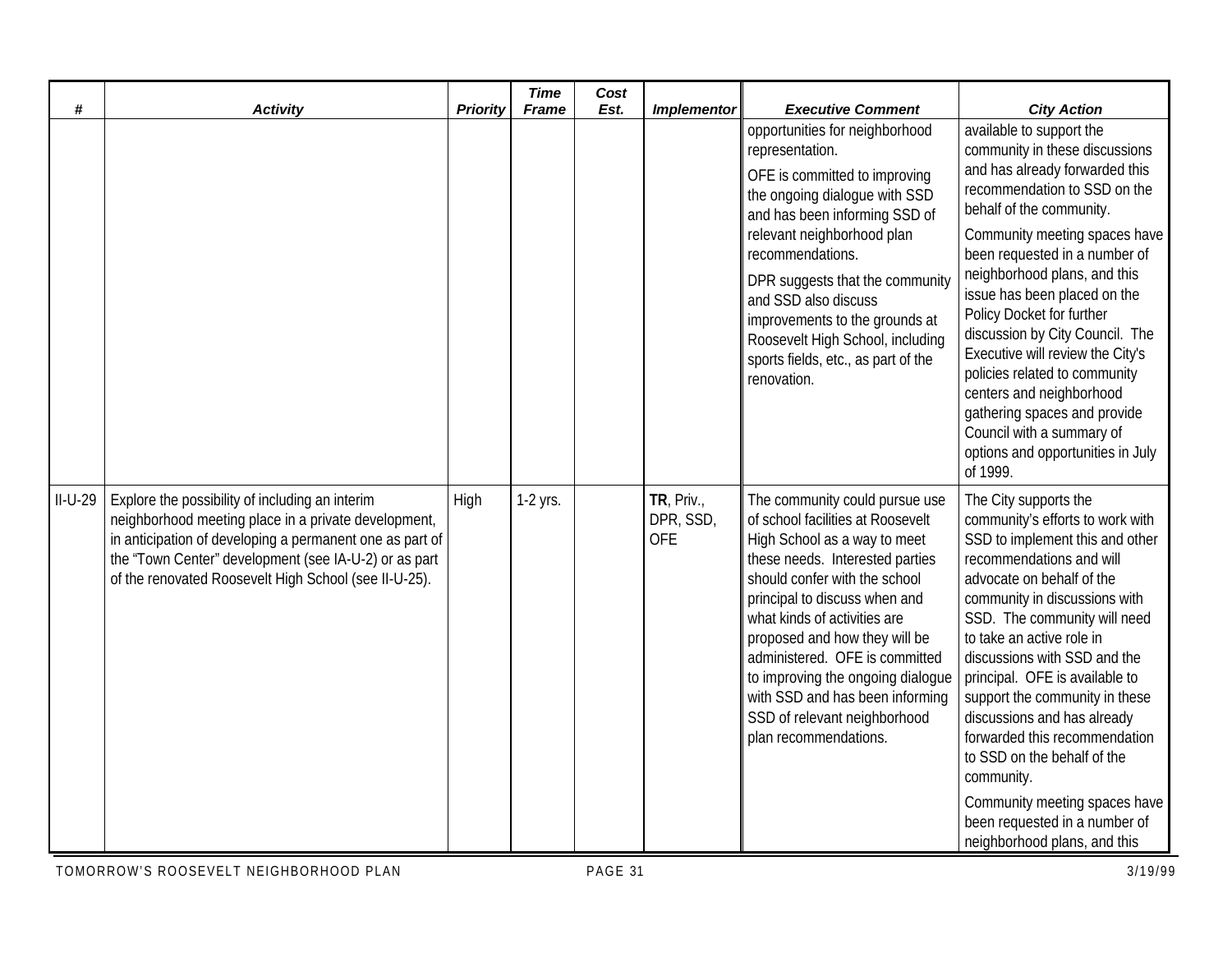| # | Activity | Priority | Time Frame | Cost Est. | Implementor | Executive Comment | City Action |
|---|---|---|---|---|---|---|---|
| | | | | | | opportunities for neighborhood representation.<br><br>OFE is committed to improving the ongoing dialogue with SSD and has been informing SSD of relevant neighborhood plan recommendations.<br><br>DPR suggests that the community and SSD also discuss improvements to the grounds at Roosevelt High School, including sports fields, etc., as part of the renovation. | available to support the community in these discussions and has already forwarded this recommendation to SSD on the behalf of the community.<br><br>Community meeting spaces have been requested in a number of neighborhood plans, and this issue has been placed on the Policy Docket for further discussion by City Council. The Executive will review the City's policies related to community centers and neighborhood gathering spaces and provide Council with a summary of options and opportunities in July of 1999. |
| II-U-29 | Explore the possibility of including an interim neighborhood meeting place in a private development, in anticipation of developing a permanent one as part of the "Town Center" development (see IA-U-2) or as part of the renovated Roosevelt High School (see II-U-25). | High | 1-2 yrs. | | **TR**, Priv., DPR, SSD, OFE | The community could pursue use of school facilities at Roosevelt High School as a way to meet these needs. Interested parties should confer with the school principal to discuss when and what kinds of activities are proposed and how they will be administered. OFE is committed to improving the ongoing dialogue with SSD and has been informing SSD of relevant neighborhood plan recommendations. | The City supports the community's efforts to work with SSD to implement this and other recommendations and will advocate on behalf of the community in discussions with SSD. The community will need to take an active role in discussions with SSD and the principal. OFE is available to support the community in these discussions and has already forwarded this recommendation to SSD on the behalf of the community.<br><br>Community meeting spaces have been requested in a number of neighborhood plans, and this |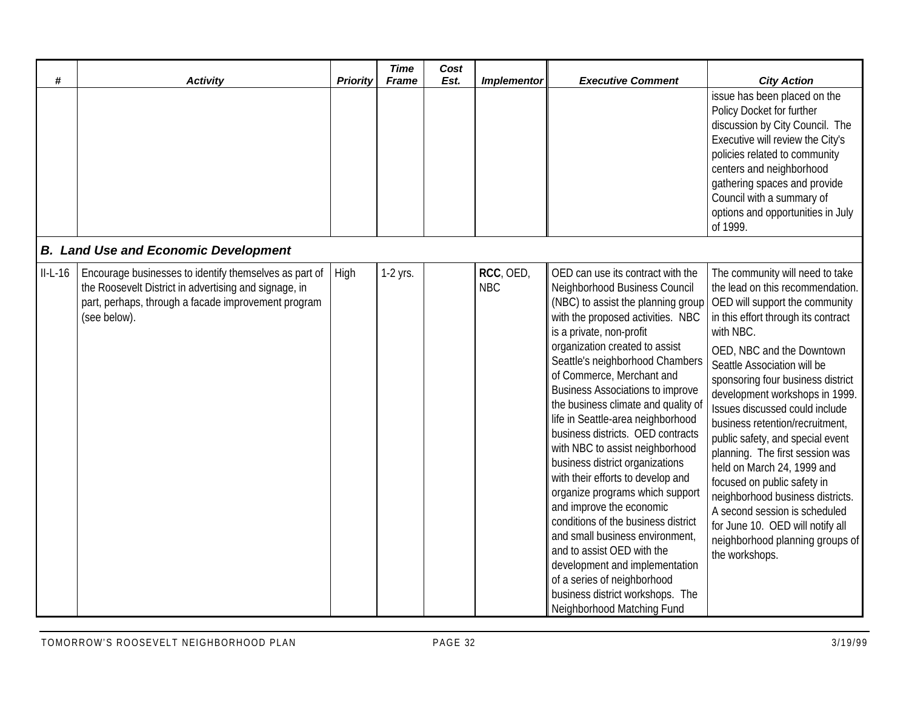| # | Activity | Priority | Time Frame | Cost Est. | Implementor | Executive Comment | City Action |
|---|---|---|---|---|---|---|---|
| | | | | | | | issue has been placed on the Policy Docket for further discussion by City Council. The Executive will review the City's policies related to community centers and neighborhood gathering spaces and provide Council with a summary of options and opportunities in July of 1999. |
| ***B. Land Use and Economic Development*** | | | | | | | |
| II-L-16 | Encourage businesses to identify themselves as part of the Roosevelt District in advertising and signage, in part, perhaps, through a facade improvement program (see below). | High | 1-2 yrs. | | **RCC**, OED, NBC | OED can use its contract with the Neighborhood Business Council (NBC) to assist the planning group with the proposed activities. NBC is a private, non-profit organization created to assist Seattle's neighborhood Chambers of Commerce, Merchant and Business Associations to improve the business climate and quality of life in Seattle-area neighborhood business districts. OED contracts with NBC to assist neighborhood business district organizations with their efforts to develop and organize programs which support and improve the economic conditions of the business district and small business environment, and to assist OED with the development and implementation of a series of neighborhood business district workshops. The Neighborhood Matching Fund | The community will need to take the lead on this recommendation. OED will support the community in this effort through its contract with NBC.<br><br>OED, NBC and the Downtown Seattle Association will be sponsoring four business district development workshops in 1999. Issues discussed could include business retention/recruitment, public safety, and special event planning. The first session was held on March 24, 1999 and focused on public safety in neighborhood business districts. A second session is scheduled for June 10. OED will notify all neighborhood planning groups of the workshops. |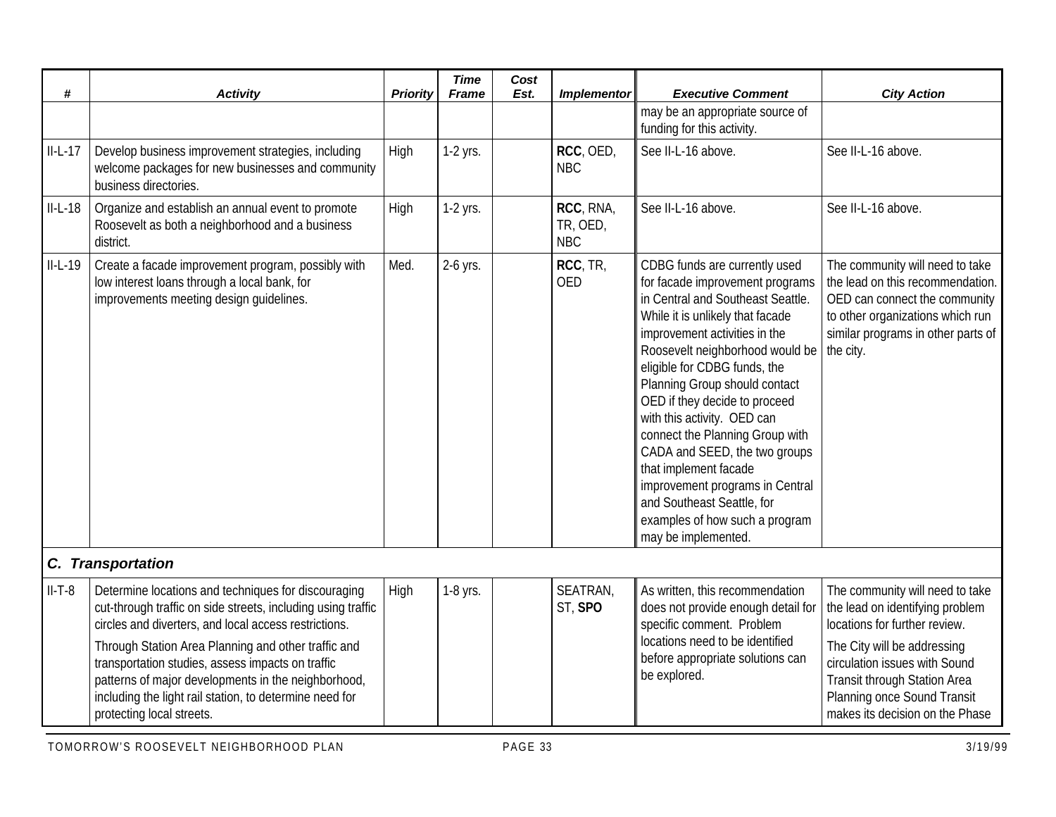| # | Activity | Priority | Time Frame | Cost Est. | Implementor | Executive Comment | City Action |
|---|---|---|---|---|---|---|---|
| | | | | | | may be an appropriate source of funding for this activity. | |
| II-L-17 | Develop business improvement strategies, including welcome packages for new businesses and community business directories. | High | 1-2 yrs. | | **RCC**, OED, NBC | See II-L-16 above. | See II-L-16 above. |
| II-L-18 | Organize and establish an annual event to promote Roosevelt as both a neighborhood and a business district. | High | 1-2 yrs. | | **RCC**, RNA, TR, OED, NBC | See II-L-16 above. | See II-L-16 above. |
| II-L-19 | Create a facade improvement program, possibly with low interest loans through a local bank, for improvements meeting design guidelines. | Med. | 2-6 yrs. | | **RCC**, TR, OED | CDBG funds are currently used for facade improvement programs in Central and Southeast Seattle. While it is unlikely that facade improvement activities in the Roosevelt neighborhood would be eligible for CDBG funds, the Planning Group should contact OED if they decide to proceed with this activity. OED can connect the Planning Group with CADA and SEED, the two groups that implement facade improvement programs in Central and Southeast Seattle, for examples of how such a program may be implemented. | The community will need to take the lead on this recommendation. OED can connect the community to other organizations which run similar programs in other parts of the city. |
| ***C. Transportation*** | | | | | | | |
| II-T-8 | Determine locations and techniques for discouraging cut-through traffic on side streets, including using traffic circles and diverters, and local access restrictions. Through Station Area Planning and other traffic and transportation studies, assess impacts on traffic patterns of major developments in the neighborhood, including the light rail station, to determine need for protecting local streets. | High | 1-8 yrs. | | SEATRAN, ST, **SPO** | As written, this recommendation does not provide enough detail for specific comment. Problem locations need to be identified before appropriate solutions can be explored. | The community will need to take the lead on identifying problem locations for further review. The City will be addressing circulation issues with Sound Transit through Station Area Planning once Sound Transit makes its decision on the Phase |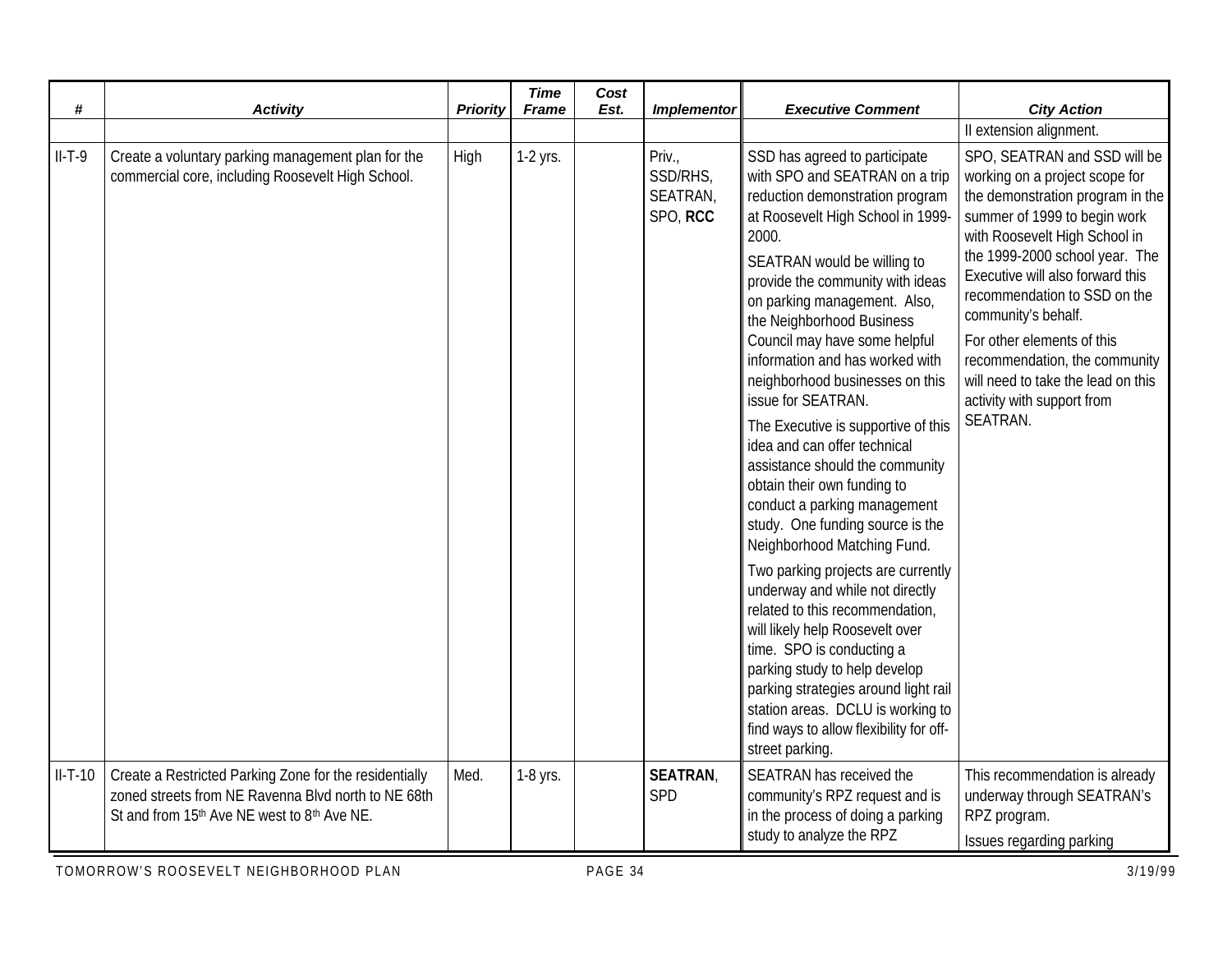| # | *Activity* | *Priority* | *Time Frame* | *Cost Est.* | *Implementor* | *Executive Comment* | *City Action* |
|---|---|---|---|---|---|---|---|
| | | | | | | | II extension alignment. |
| II-T-9 | Create a voluntary parking management plan for the commercial core, including Roosevelt High School. | High | 1-2 yrs. | | Priv., SSD/RHS, SEATRAN, SPO, **RCC** | SSD has agreed to participate with SPO and SEATRAN on a trip reduction demonstration program at Roosevelt High School in 1999-2000.<br><br>SEATRAN would be willing to provide the community with ideas on parking management. Also, the Neighborhood Business Council may have some helpful information and has worked with neighborhood businesses on this issue for SEATRAN.<br><br>The Executive is supportive of this idea and can offer technical assistance should the community obtain their own funding to conduct a parking management study. One funding source is the Neighborhood Matching Fund.<br><br>Two parking projects are currently underway and while not directly related to this recommendation, will likely help Roosevelt over time. SPO is conducting a parking study to help develop parking strategies around light rail station areas. DCLU is working to find ways to allow flexibility for off-street parking. | SPO, SEATRAN and SSD will be working on a project scope for the demonstration program in the summer of 1999 to begin work with Roosevelt High School in the 1999-2000 school year. The Executive will also forward this recommendation to SSD on the community's behalf.<br><br>For other elements of this recommendation, the community will need to take the lead on this activity with support from SEATRAN. |
| II-T-10 | Create a Restricted Parking Zone for the residentially zoned streets from NE Ravenna Blvd north to NE 68th St and from 15th Ave NE west to 8th Ave NE. | Med. | 1-8 yrs. | | **SEATRAN**, SPD | SEATRAN has received the community's RPZ request and is in the process of doing a parking study to analyze the RPZ | This recommendation is already underway through SEATRAN's RPZ program.<br><br>Issues regarding parking |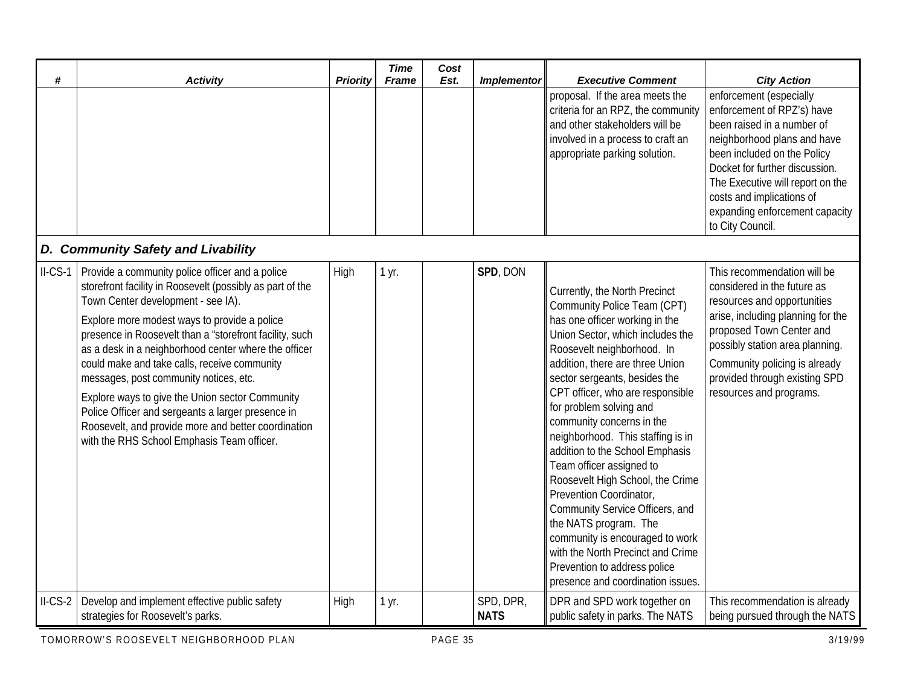| # | Activity | Priority | Time Frame | Cost Est. | Implementor | Executive Comment | City Action |
|---|---|---|---|---|---|---|---|
| | | | | | | proposal. If the area meets the criteria for an RPZ, the community and other stakeholders will be involved in a process to craft an appropriate parking solution. | enforcement (especially enforcement of RPZ's) have been raised in a number of neighborhood plans and have been included on the Policy Docket for further discussion. The Executive will report on the costs and implications of expanding enforcement capacity to City Council. |
| ***D. Community Safety and Livability*** | | | | | | | |
| II-CS-1 | Provide a community police officer and a police storefront facility in Roosevelt (possibly as part of the Town Center development - see IA).<br><br>Explore more modest ways to provide a police presence in Roosevelt than a "storefront facility, such as a desk in a neighborhood center where the officer could make and take calls, receive community messages, post community notices, etc.<br><br>Explore ways to give the Union sector Community Police Officer and sergeants a larger presence in Roosevelt, and provide more and better coordination with the RHS School Emphasis Team officer. | High | 1 yr. | | **SPD**, DON | Currently, the North Precinct Community Police Team (CPT) has one officer working in the Union Sector, which includes the Roosevelt neighborhood. In addition, there are three Union sector sergeants, besides the CPT officer, who are responsible for problem solving and community concerns in the neighborhood. This staffing is in addition to the School Emphasis Team officer assigned to Roosevelt High School, the Crime Prevention Coordinator, Community Service Officers, and the NATS program. The community is encouraged to work with the North Precinct and Crime Prevention to address police presence and coordination issues. | This recommendation will be considered in the future as resources and opportunities arise, including planning for the proposed Town Center and possibly station area planning.<br><br>Community policing is already provided through existing SPD resources and programs. |
| II-CS-2 | Develop and implement effective public safety strategies for Roosevelt's parks. | High | 1 yr. | | SPD, DPR, **NATS** | DPR and SPD work together on public safety in parks. The NATS | This recommendation is already being pursued through the NATS |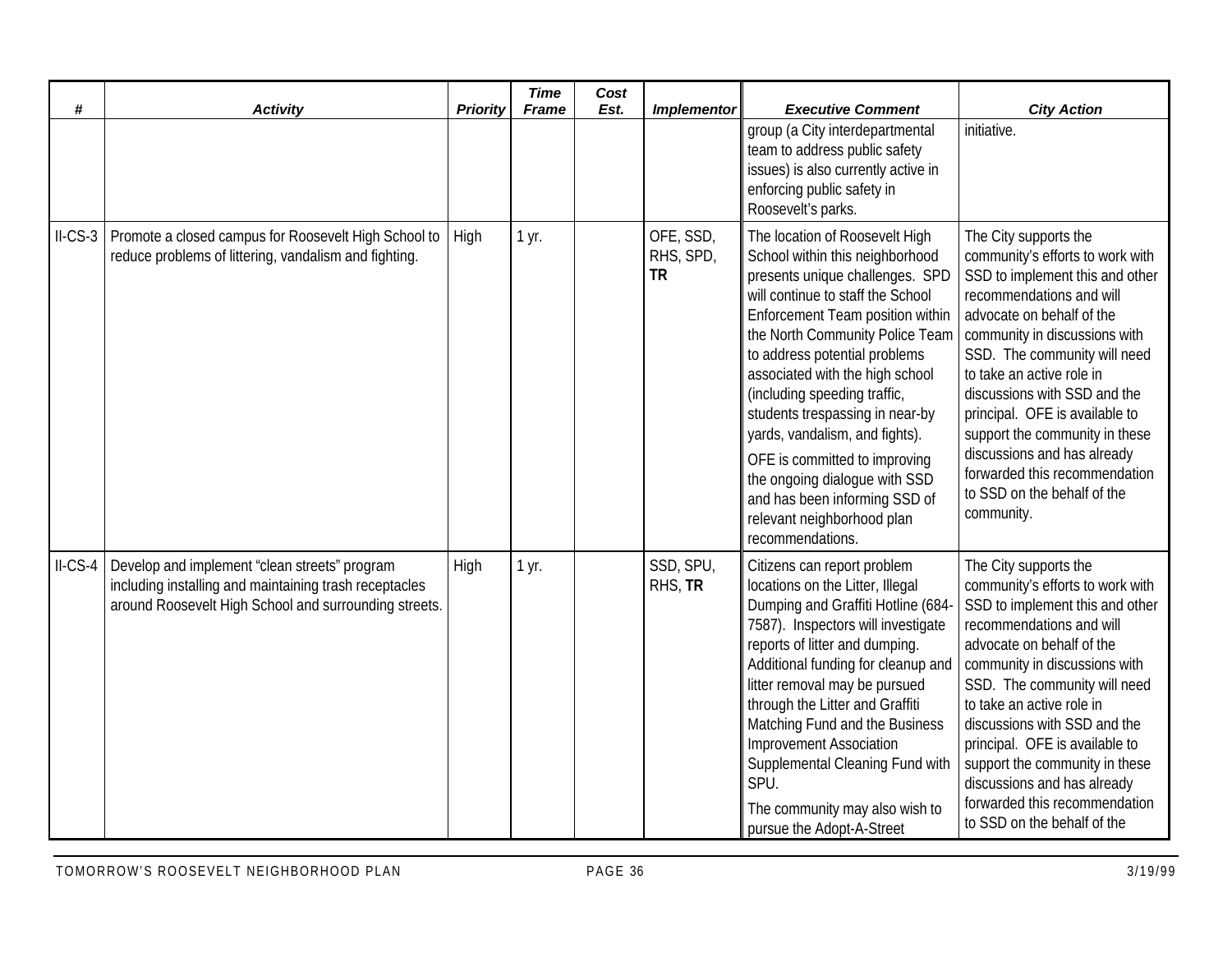| # | *Activity* | *Priority* | *Time Frame* | *Cost Est.* | *Implementor* | *Executive Comment* | *City Action* |
|---|---|---|---|---|---|---|---|
| | | | | | | group (a City interdepartmental team to address public safety issues) is also currently active in enforcing public safety in Roosevelt's parks. | initiative. |
| II-CS-3 | Promote a closed campus for Roosevelt High School to reduce problems of littering, vandalism and fighting. | High | 1 yr. | | OFE, SSD, RHS, SPD, **TR** | The location of Roosevelt High School within this neighborhood presents unique challenges. SPD will continue to staff the School Enforcement Team position within the North Community Police Team to address potential problems associated with the high school (including speeding traffic, students trespassing in near-by yards, vandalism, and fights). OFE is committed to improving the ongoing dialogue with SSD and has been informing SSD of relevant neighborhood plan recommendations. | The City supports the community's efforts to work with SSD to implement this and other recommendations and will advocate on behalf of the community in discussions with SSD. The community will need to take an active role in discussions with SSD and the principal. OFE is available to support the community in these discussions and has already forwarded this recommendation to SSD on the behalf of the community. |
| II-CS-4 | Develop and implement "clean streets" program including installing and maintaining trash receptacles around Roosevelt High School and surrounding streets. | High | 1 yr. | | SSD, SPU, RHS, **TR** | Citizens can report problem locations on the Litter, Illegal Dumping and Graffiti Hotline (684-7587). Inspectors will investigate reports of litter and dumping. Additional funding for cleanup and litter removal may be pursued through the Litter and Graffiti Matching Fund and the Business Improvement Association Supplemental Cleaning Fund with SPU. The community may also wish to pursue the Adopt-A-Street | The City supports the community's efforts to work with SSD to implement this and other recommendations and will advocate on behalf of the community in discussions with SSD. The community will need to take an active role in discussions with SSD and the principal. OFE is available to support the community in these discussions and has already forwarded this recommendation to SSD on the behalf of the |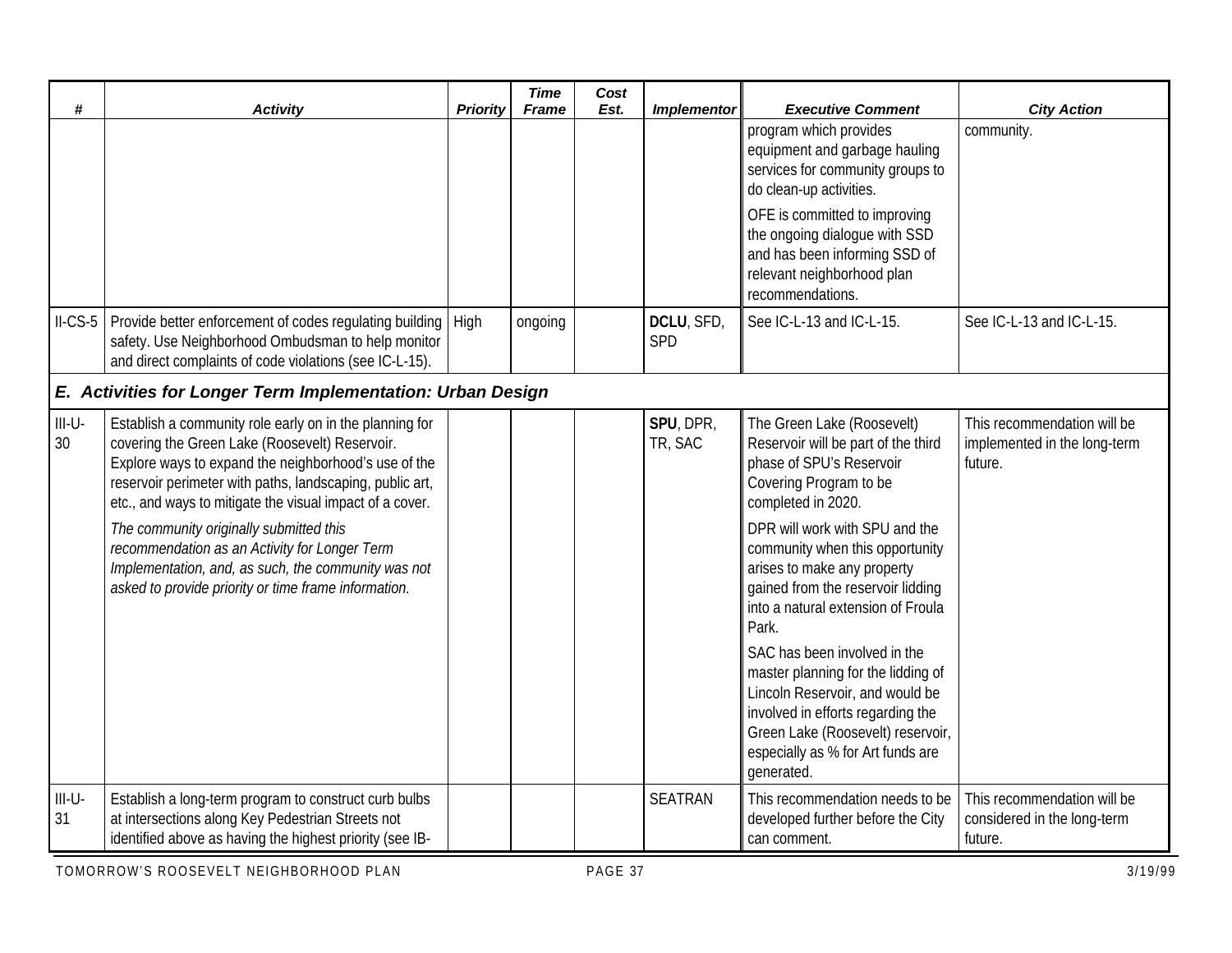| # | Activity | Priority | Time Frame | Cost Est. | Implementor | Executive Comment | City Action |
|---|---|---|---|---|---|---|---|
| | | | | | | program which provides equipment and garbage hauling services for community groups to do clean-up activities.<br><br>OFE is committed to improving the ongoing dialogue with SSD and has been informing SSD of relevant neighborhood plan recommendations. | community. |
| II-CS-5 | Provide better enforcement of codes regulating building safety. Use Neighborhood Ombudsman to help monitor and direct complaints of code violations (see IC-L-15). | High | ongoing | | **DCLU**, SFD, SPD | See IC-L-13 and IC-L-15. | See IC-L-13 and IC-L-15. |
| ***E. Activities for Longer Term Implementation: Urban Design*** | | | | | | | |
| III-U-30 | Establish a community role early on in the planning for covering the Green Lake (Roosevelt) Reservoir. Explore ways to expand the neighborhood's use of the reservoir perimeter with paths, landscaping, public art, etc., and ways to mitigate the visual impact of a cover.<br><br>*The community originally submitted this recommendation as an Activity for Longer Term Implementation, and, as such, the community was not asked to provide priority or time frame information.* | | | | **SPU**, DPR, TR, SAC | The Green Lake (Roosevelt) Reservoir will be part of the third phase of SPU's Reservoir Covering Program to be completed in 2020.<br><br>DPR will work with SPU and the community when this opportunity arises to make any property gained from the reservoir lidding into a natural extension of Froula Park.<br><br>SAC has been involved in the master planning for the lidding of Lincoln Reservoir, and would be involved in efforts regarding the Green Lake (Roosevelt) reservoir, especially as % for Art funds are generated. | This recommendation will be implemented in the long-term future. |
| III-U-31 | Establish a long-term program to construct curb bulbs at intersections along Key Pedestrian Streets not identified above as having the highest priority (see IB- | | | | SEATRAN | This recommendation needs to be developed further before the City can comment. | This recommendation will be considered in the long-term future. |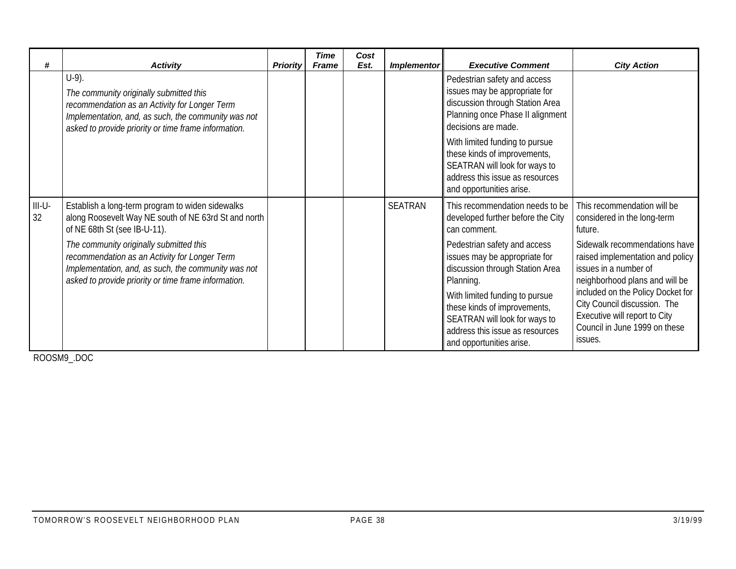| # | Activity | Priority | Time Frame | Cost Est. | Implementor | Executive Comment | City Action |
|---|---|---|---|---|---|---|---|
| | U-9).<br>*The community originally submitted this recommendation as an Activity for Longer Term Implementation, and, as such, the community was not asked to provide priority or time frame information.* | | | | | Pedestrian safety and access issues may be appropriate for discussion through Station Area Planning once Phase II alignment decisions are made.<br>With limited funding to pursue these kinds of improvements, SEATRAN will look for ways to address this issue as resources and opportunities arise. | |
| III-U-32 | Establish a long-term program to widen sidewalks along Roosevelt Way NE south of NE 63rd St and north of NE 68th St (see IB-U-11).<br>*The community originally submitted this recommendation as an Activity for Longer Term Implementation, and, as such, the community was not asked to provide priority or time frame information.* | | | | SEATRAN | This recommendation needs to be developed further before the City can comment.<br>Pedestrian safety and access issues may be appropriate for discussion through Station Area Planning.<br>With limited funding to pursue these kinds of improvements, SEATRAN will look for ways to address this issue as resources and opportunities arise. | This recommendation will be considered in the long-term future.<br>Sidewalk recommendations have raised implementation and policy issues in a number of neighborhood plans and will be included on the Policy Docket for City Council discussion. The Executive will report to City Council in June 1999 on these issues. |

ROOSM9_.DOC